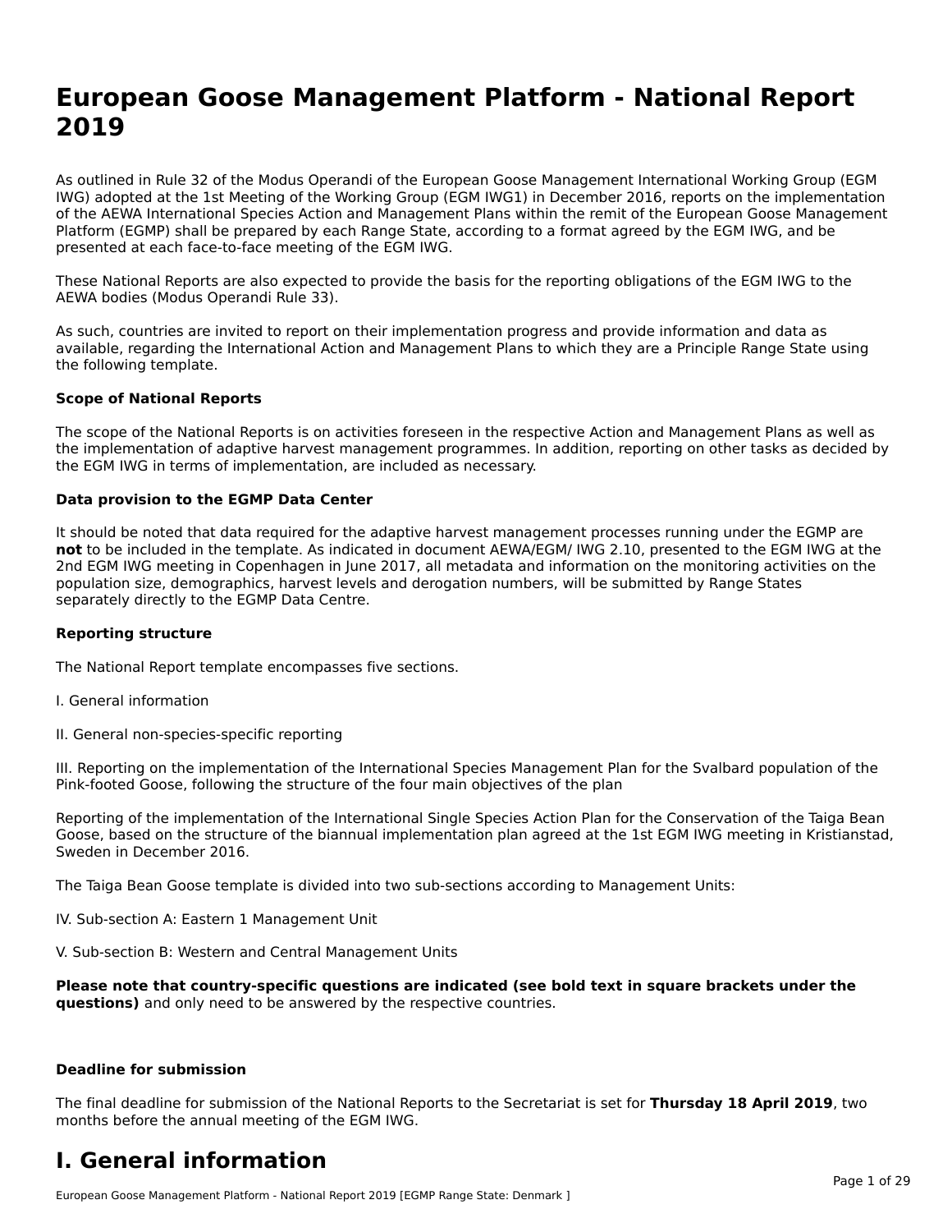# European Goose Management Platform - National Report 2019

As outlined in Rule 32 of the Modus Operandi of the European Goose Management International Working Group (EGM IWG) adopted at the 1st Meeting of the Working Group (EGM IWG1) in December 2016, reports on the implementation of the AEWA International Species Action and Management Plans within the remit of the European Goose Management Platform (EGMP) shall be prepared by each Range State, according to a format agreed by the EGM IWG, and be presented at each face-to-face meeting of the EGM IWG.

These National Reports are also expected to provide the basis for the reporting obligations of the EGM IWG to the AEWA bodies (Modus Operandi Rule 33).

As such, countries are invited to report on their implementation progress and provide information and data as available, regarding the International Action and Management Plans to which they are a Principle Range State using the following template.

**Scope of National Reports**

The scope of the National Reports is on activities foreseen in the respective Action and Management Plans as well as the implementation of adaptive harvest management programmes. In addition, reporting on other tasks as decided by the EGM IWG in terms of implementation, are included as necessary.

**Data provision to the EGMP Data Center**

It should be noted that data required for the adaptive harvest management processes running under the EGMP are **not** to be included in the template. As indicated in document AEWA/EGM/ IWG 2.10, presented to the EGM IWG at the 2nd EGM IWG meeting in Copenhagen in June 2017, all metadata and information on the monitoring activities on the population size, demographics, harvest levels and derogation numbers, will be submitted by Range States separately directly to the EGMP Data Centre.

**Reporting structure**

The National Report template encompasses five sections.

I. General information

II. General non-species-specific reporting

III. Reporting on the implementation of the International Species Management Plan for the Svalbard population of the Pink-footed Goose, following the structure of the four main objectives of the plan

Reporting of the implementation of the International Single Species Action Plan for the Conservation of the Taiga Bean Goose, based on the structure of the biannual implementation plan agreed at the 1st EGM IWG meeting in Kristianstad, Sweden in December 2016.

The Taiga Bean Goose template is divided into two sub-sections according to Management Units:

IV. Sub-section A: Eastern 1 Management Unit

V. Sub-section B: Western and Central Management Units

**Please note that country-specific questions are indicated (see bold text in square brackets under the questions)** and only need to be answered by the respective countries.

**Deadline for submission**

The final deadline for submission of the National Reports to the Secretariat is set for **Thursday 18 April 2019**, two months before the annual meeting of the EGM IWG.

# I. General information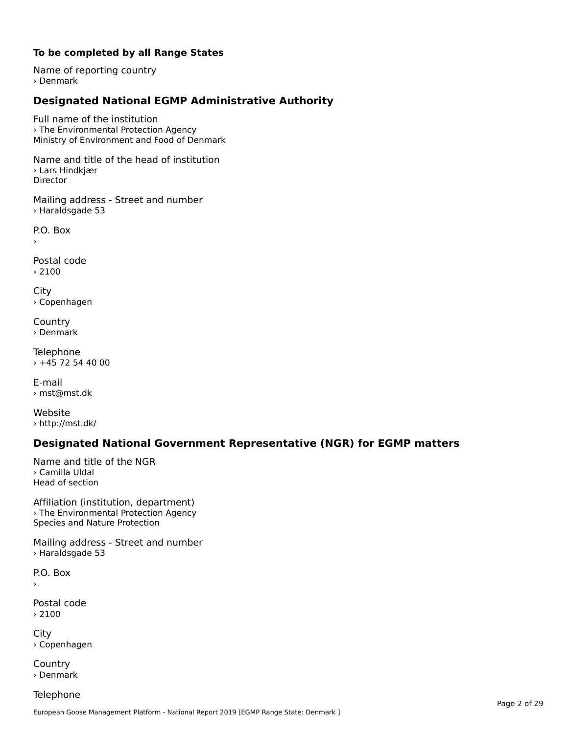**To be completed by all Range States**

Name of reporting country
› Denmark

## Designated National EGMP Administrative Authority

Full name of the institution
› The Environmental Protection Agency
Ministry of Environment and Food of Denmark

Name and title of the head of institution
› Lars Hindkjær
Director

Mailing address - Street and number
› Haraldsgade 53

P.O. Box
›

Postal code
› 2100

City
› Copenhagen

Country
› Denmark

Telephone
› +45 72 54 40 00

E-mail
› mst@mst.dk

Website
› http://mst.dk/

## Designated National Government Representative (NGR) for EGMP matters

Name and title of the NGR
› Camilla Uldal
Head of section

Affiliation (institution, department)
› The Environmental Protection Agency
Species and Nature Protection

Mailing address - Street and number
› Haraldsgade 53

P.O. Box
›

Postal code
› 2100

City
› Copenhagen

Country
› Denmark

Telephone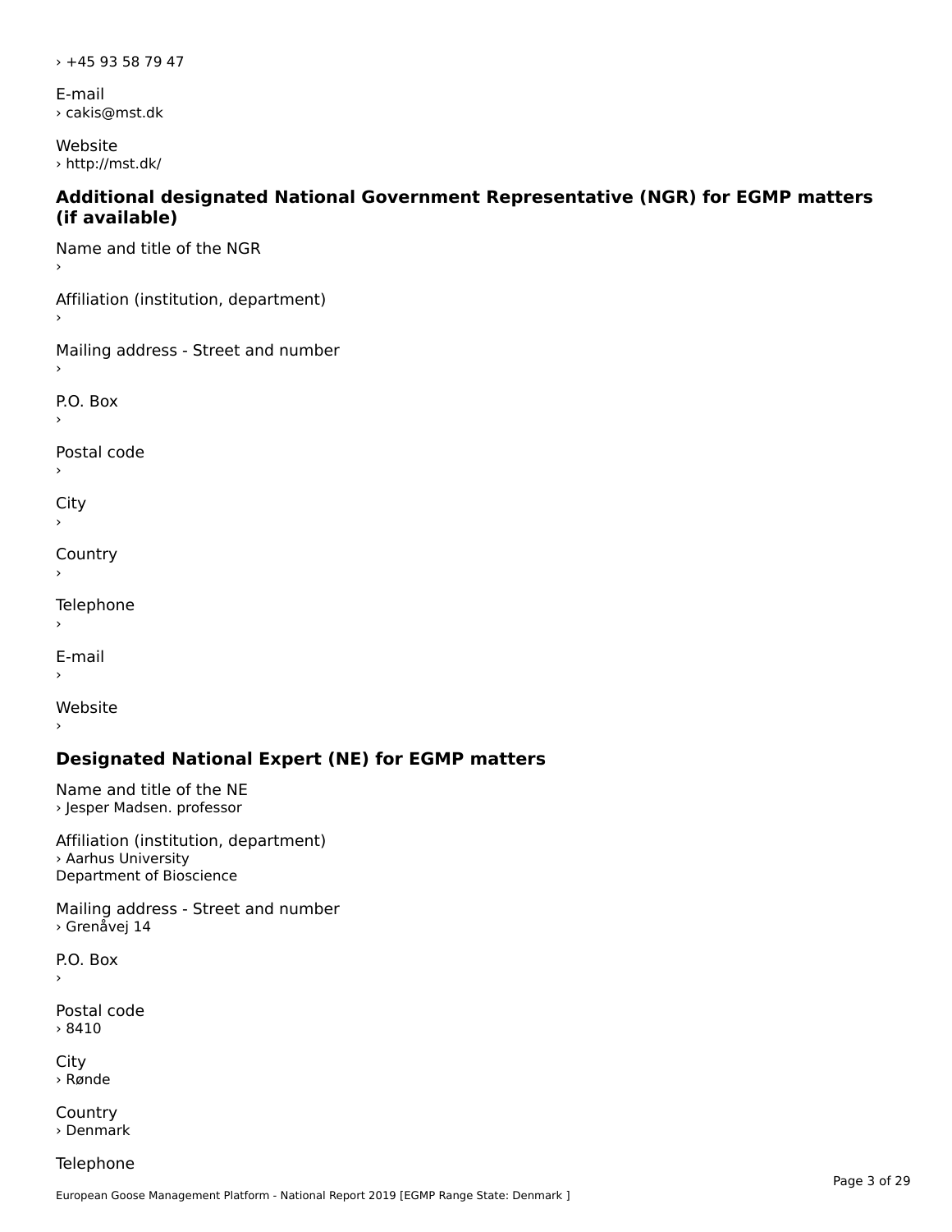› +45 93 58 79 47

E-mail
› cakis@mst.dk

Website
› http://mst.dk/

### Additional designated National Government Representative (NGR) for EGMP matters (if available)

Name and title of the NGR
›

Affiliation (institution, department)
›

Mailing address - Street and number
›

P.O. Box
›

Postal code
›

City
›

Country
›

Telephone
›

E-mail
›

Website
›

### Designated National Expert (NE) for EGMP matters

Name and title of the NE
› Jesper Madsen. professor

Affiliation (institution, department)
› Aarhus University
Department of Bioscience

Mailing address - Street and number
› Grenåvej 14

P.O. Box
›

Postal code
› 8410

City
› Rønde

Country
› Denmark

Telephone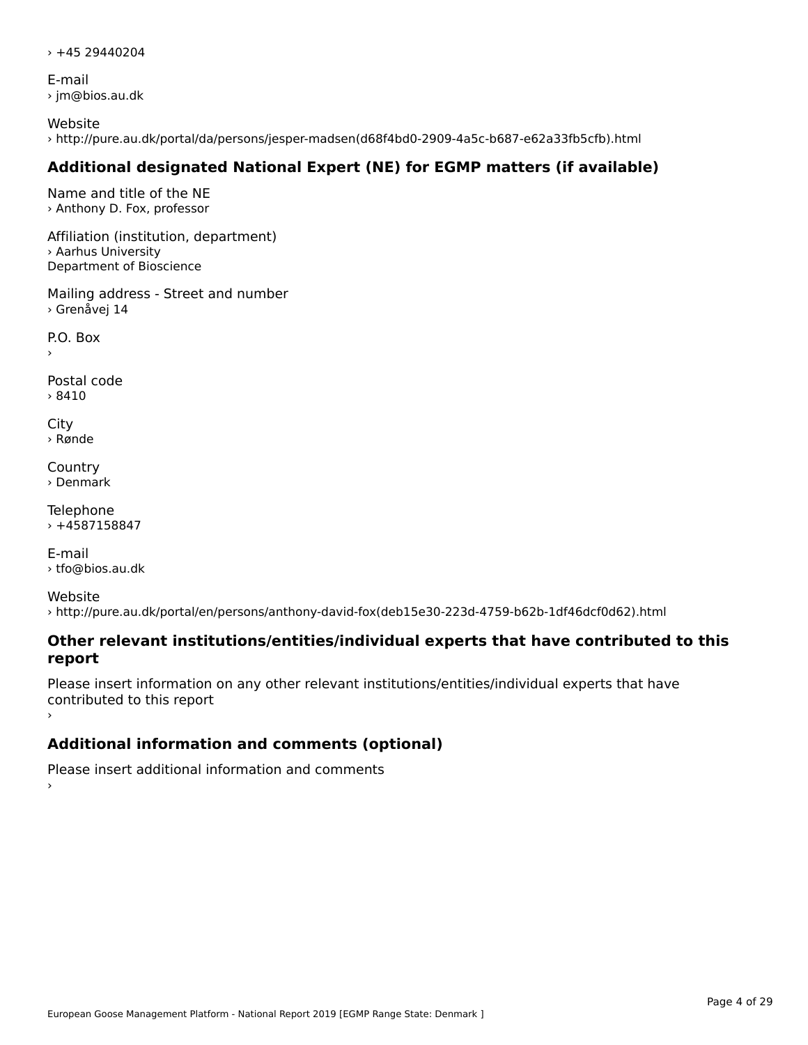› +45 29440204

E-mail
› jm@bios.au.dk

Website
› http://pure.au.dk/portal/da/persons/jesper-madsen(d68f4bd0-2909-4a5c-b687-e62a33fb5cfb).html

## Additional designated National Expert (NE) for EGMP matters (if available)

Name and title of the NE
› Anthony D. Fox, professor

Affiliation (institution, department)
› Aarhus University
Department of Bioscience

Mailing address - Street and number
› Grenåvej 14

P.O. Box
›

Postal code
› 8410

City
› Rønde

Country
› Denmark

Telephone
› +4587158847

E-mail
› tfo@bios.au.dk

Website
› http://pure.au.dk/portal/en/persons/anthony-david-fox(deb15e30-223d-4759-b62b-1df46dcf0d62).html

## Other relevant institutions/entities/individual experts that have contributed to this report

Please insert information on any other relevant institutions/entities/individual experts that have contributed to this report
›

## Additional information and comments (optional)

Please insert additional information and comments
›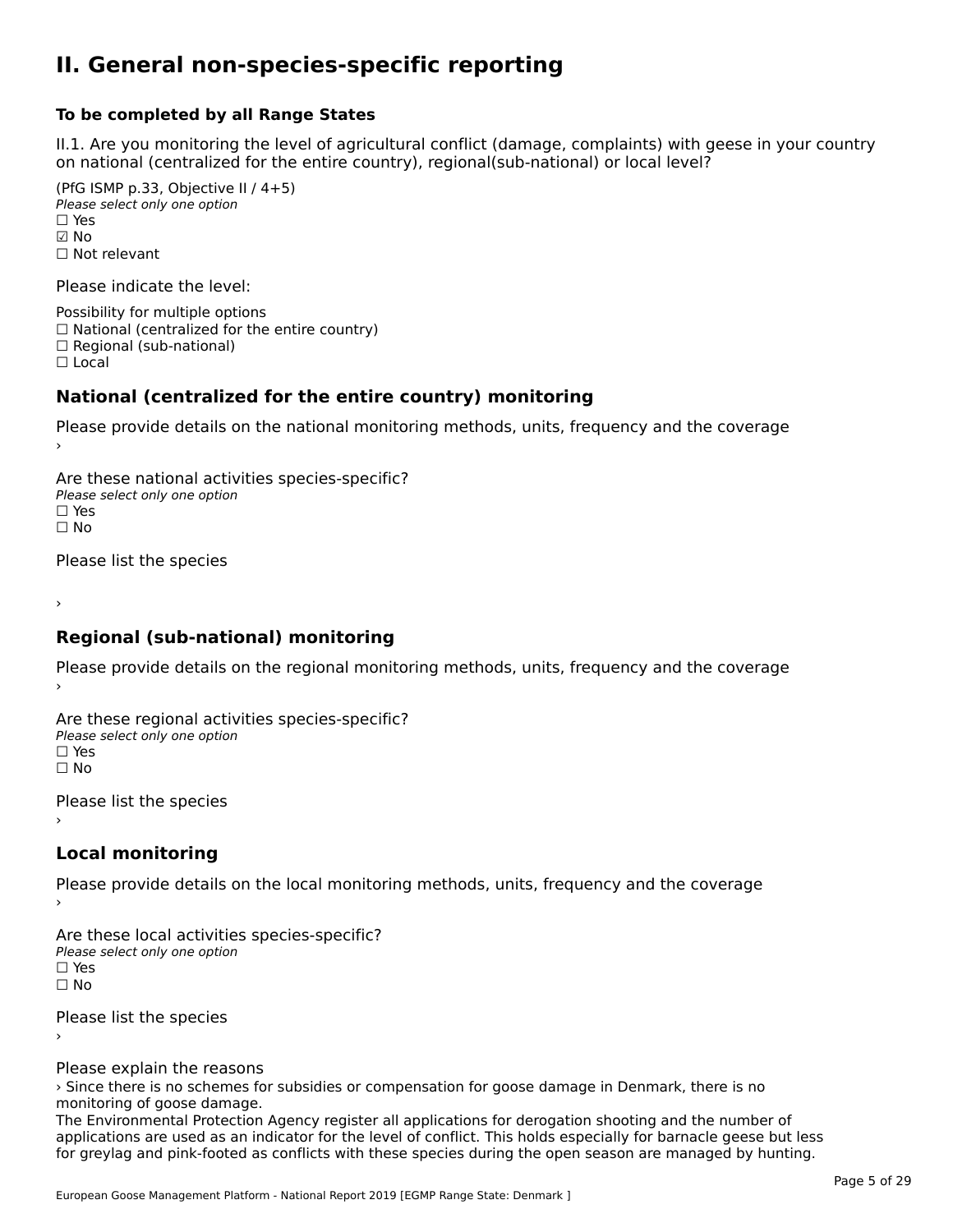# II. General non-species-specific reporting

**To be completed by all Range States**

II.1. Are you monitoring the level of agricultural conflict (damage, complaints) with geese in your country on national (centralized for the entire country), regional(sub-national) or local level?

(PfG ISMP p.33, Objective II / 4+5)
*Please select only one option*
☐ Yes
☑ No
☐ Not relevant

Please indicate the level:

Possibility for multiple options
☐ National (centralized for the entire country)
☐ Regional (sub-national)
☐ Local

## National (centralized for the entire country) monitoring

Please provide details on the national monitoring methods, units, frequency and the coverage
›

Are these national activities species-specific?
*Please select only one option*
☐ Yes
☐ No

Please list the species

›

## Regional (sub-national) monitoring

Please provide details on the regional monitoring methods, units, frequency and the coverage
›

Are these regional activities species-specific?
*Please select only one option*
☐ Yes
☐ No

Please list the species
›

## Local monitoring

Please provide details on the local monitoring methods, units, frequency and the coverage
›

Are these local activities species-specific?
*Please select only one option*
☐ Yes
☐ No

Please list the species
›

Please explain the reasons
› Since there is no schemes for subsidies or compensation for goose damage in Denmark, there is no monitoring of goose damage.
The Environmental Protection Agency register all applications for derogation shooting and the number of applications are used as an indicator for the level of conflict. This holds especially for barnacle geese but less for greylag and pink-footed as conflicts with these species during the open season are managed by hunting.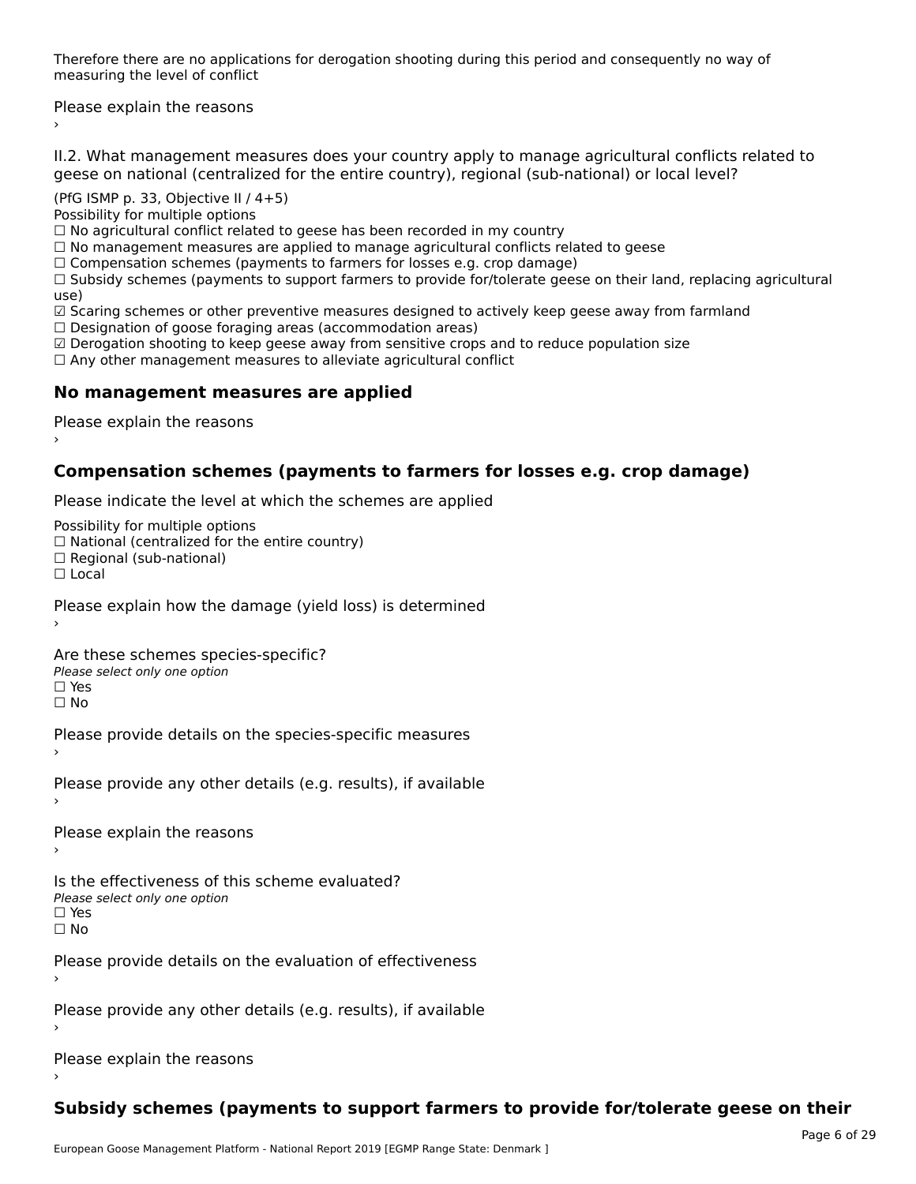Therefore there are no applications for derogation shooting during this period and consequently no way of measuring the level of conflict

Please explain the reasons

›

II.2. What management measures does your country apply to manage agricultural conflicts related to geese on national (centralized for the entire country), regional (sub-national) or local level?

(PfG ISMP p. 33, Objective II / 4+5)

Possibility for multiple options

☐ No agricultural conflict related to geese has been recorded in my country

☐ No management measures are applied to manage agricultural conflicts related to geese

☐ Compensation schemes (payments to farmers for losses e.g. crop damage)

☐ Subsidy schemes (payments to support farmers to provide for/tolerate geese on their land, replacing agricultural use)

☑ Scaring schemes or other preventive measures designed to actively keep geese away from farmland

☐ Designation of goose foraging areas (accommodation areas)

☑ Derogation shooting to keep geese away from sensitive crops and to reduce population size

☐ Any other management measures to alleviate agricultural conflict

## No management measures are applied

Please explain the reasons

›

## Compensation schemes (payments to farmers for losses e.g. crop damage)

Please indicate the level at which the schemes are applied

Possibility for multiple options

☐ National (centralized for the entire country)

☐ Regional (sub-national)

☐ Local

Please explain how the damage (yield loss) is determined

›

Are these schemes species-specific?

*Please select only one option*

☐ Yes

☐ No

Please provide details on the species-specific measures

›

Please provide any other details (e.g. results), if available

›

Please explain the reasons

›

Is the effectiveness of this scheme evaluated?

*Please select only one option*

☐ Yes

☐ No

Please provide details on the evaluation of effectiveness

›

Please provide any other details (e.g. results), if available

›

Please explain the reasons

›

## Subsidy schemes (payments to support farmers to provide for/tolerate geese on their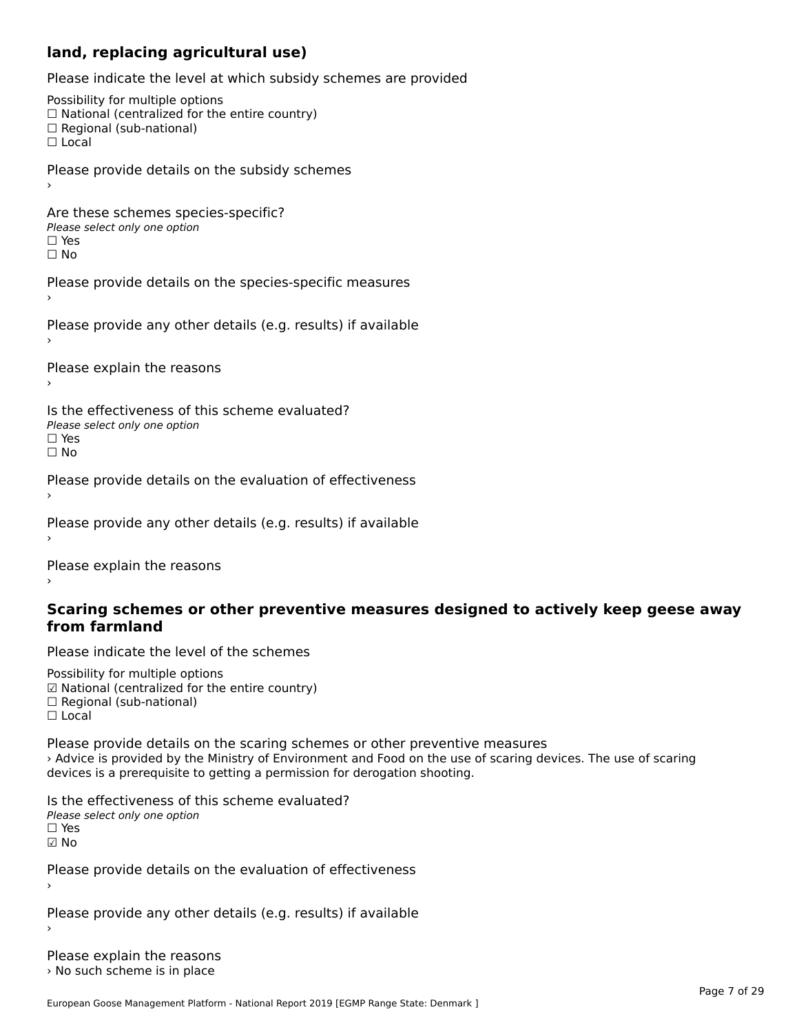## land, replacing agricultural use)

Please indicate the level at which subsidy schemes are provided

Possibility for multiple options
☐ National (centralized for the entire country)
☐ Regional (sub-national)
☐ Local

Please provide details on the subsidy schemes
›

Are these schemes species-specific?
*Please select only one option*
☐ Yes
☐ No

Please provide details on the species-specific measures
›

Please provide any other details (e.g. results) if available
›

Please explain the reasons
›

Is the effectiveness of this scheme evaluated?
*Please select only one option*
☐ Yes
☐ No

Please provide details on the evaluation of effectiveness
›

Please provide any other details (e.g. results) if available
›

Please explain the reasons
›

## Scaring schemes or other preventive measures designed to actively keep geese away from farmland

Please indicate the level of the schemes

Possibility for multiple options
☑ National (centralized for the entire country)
☐ Regional (sub-national)
☐ Local

Please provide details on the scaring schemes or other preventive measures
› Advice is provided by the Ministry of Environment and Food on the use of scaring devices. The use of scaring devices is a prerequisite to getting a permission for derogation shooting.

Is the effectiveness of this scheme evaluated?
*Please select only one option*
☐ Yes
☑ No

Please provide details on the evaluation of effectiveness
›

Please provide any other details (e.g. results) if available
›

Please explain the reasons
› No such scheme is in place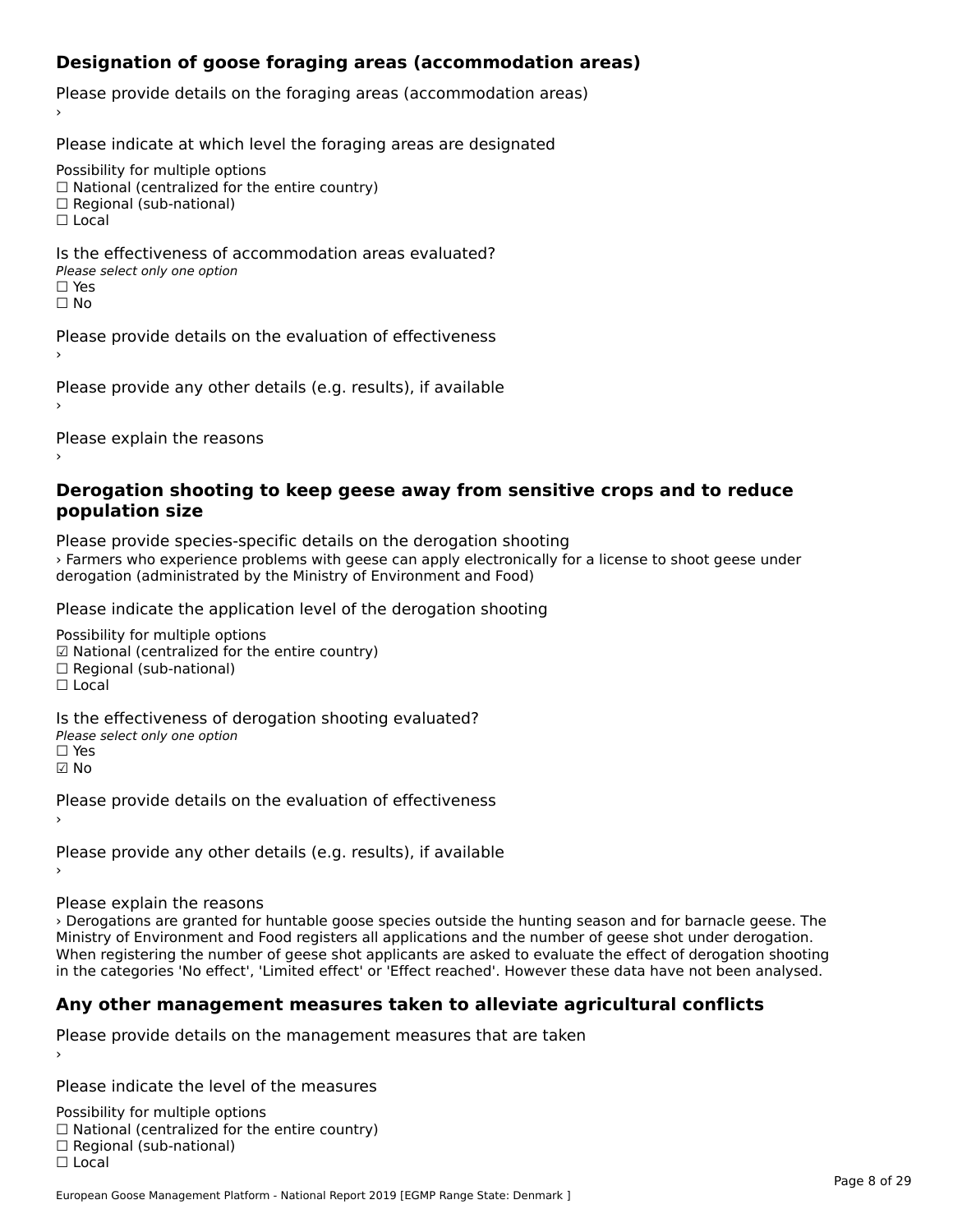## Designation of goose foraging areas (accommodation areas)

Please provide details on the foraging areas (accommodation areas)

›

Please indicate at which level the foraging areas are designated

Possibility for multiple options
☐ National (centralized for the entire country)
☐ Regional (sub-national)
☐ Local

Is the effectiveness of accommodation areas evaluated?
*Please select only one option*
☐ Yes
☐ No

Please provide details on the evaluation of effectiveness

›

Please provide any other details (e.g. results), if available

›

Please explain the reasons

›

## Derogation shooting to keep geese away from sensitive crops and to reduce population size

Please provide species-specific details on the derogation shooting

› Farmers who experience problems with geese can apply electronically for a license to shoot geese under derogation (administrated by the Ministry of Environment and Food)

Please indicate the application level of the derogation shooting

Possibility for multiple options
☑ National (centralized for the entire country)
☐ Regional (sub-national)
☐ Local

Is the effectiveness of derogation shooting evaluated?
*Please select only one option*
☐ Yes
☑ No

Please provide details on the evaluation of effectiveness

›

Please provide any other details (e.g. results), if available

›

Please explain the reasons

› Derogations are granted for huntable goose species outside the hunting season and for barnacle geese. The Ministry of Environment and Food registers all applications and the number of geese shot under derogation. When registering the number of geese shot applicants are asked to evaluate the effect of derogation shooting in the categories 'No effect', 'Limited effect' or 'Effect reached'. However these data have not been analysed.

## Any other management measures taken to alleviate agricultural conflicts

Please provide details on the management measures that are taken

›

Please indicate the level of the measures

Possibility for multiple options
☐ National (centralized for the entire country)
☐ Regional (sub-national)
☐ Local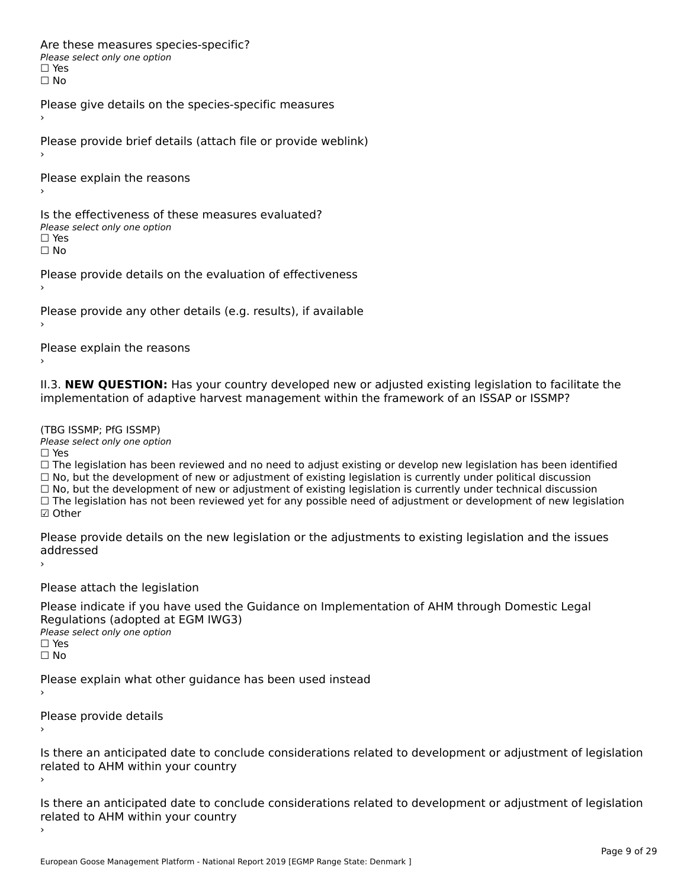Are these measures species-specific?
*Please select only one option*
☐ Yes
☐ No

Please give details on the species-specific measures
›

Please provide brief details (attach file or provide weblink)
›

Please explain the reasons
›

Is the effectiveness of these measures evaluated?
*Please select only one option*
☐ Yes
☐ No

Please provide details on the evaluation of effectiveness
›

Please provide any other details (e.g. results), if available
›

Please explain the reasons
›

II.3. **NEW QUESTION:** Has your country developed new or adjusted existing legislation to facilitate the implementation of adaptive harvest management within the framework of an ISSAP or ISSMP?

(TBG ISSMP; PfG ISSMP)
*Please select only one option*
☐ Yes
☐ The legislation has been reviewed and no need to adjust existing or develop new legislation has been identified
☐ No, but the development of new or adjustment of existing legislation is currently under political discussion
☐ No, but the development of new or adjustment of existing legislation is currently under technical discussion
☐ The legislation has not been reviewed yet for any possible need of adjustment or development of new legislation
☑ Other

Please provide details on the new legislation or the adjustments to existing legislation and the issues addressed
›

Please attach the legislation

Please indicate if you have used the Guidance on Implementation of AHM through Domestic Legal Regulations (adopted at EGM IWG3)
*Please select only one option*
☐ Yes
☐ No

Please explain what other guidance has been used instead
›

Please provide details
›

Is there an anticipated date to conclude considerations related to development or adjustment of legislation related to AHM within your country
›

Is there an anticipated date to conclude considerations related to development or adjustment of legislation related to AHM within your country
›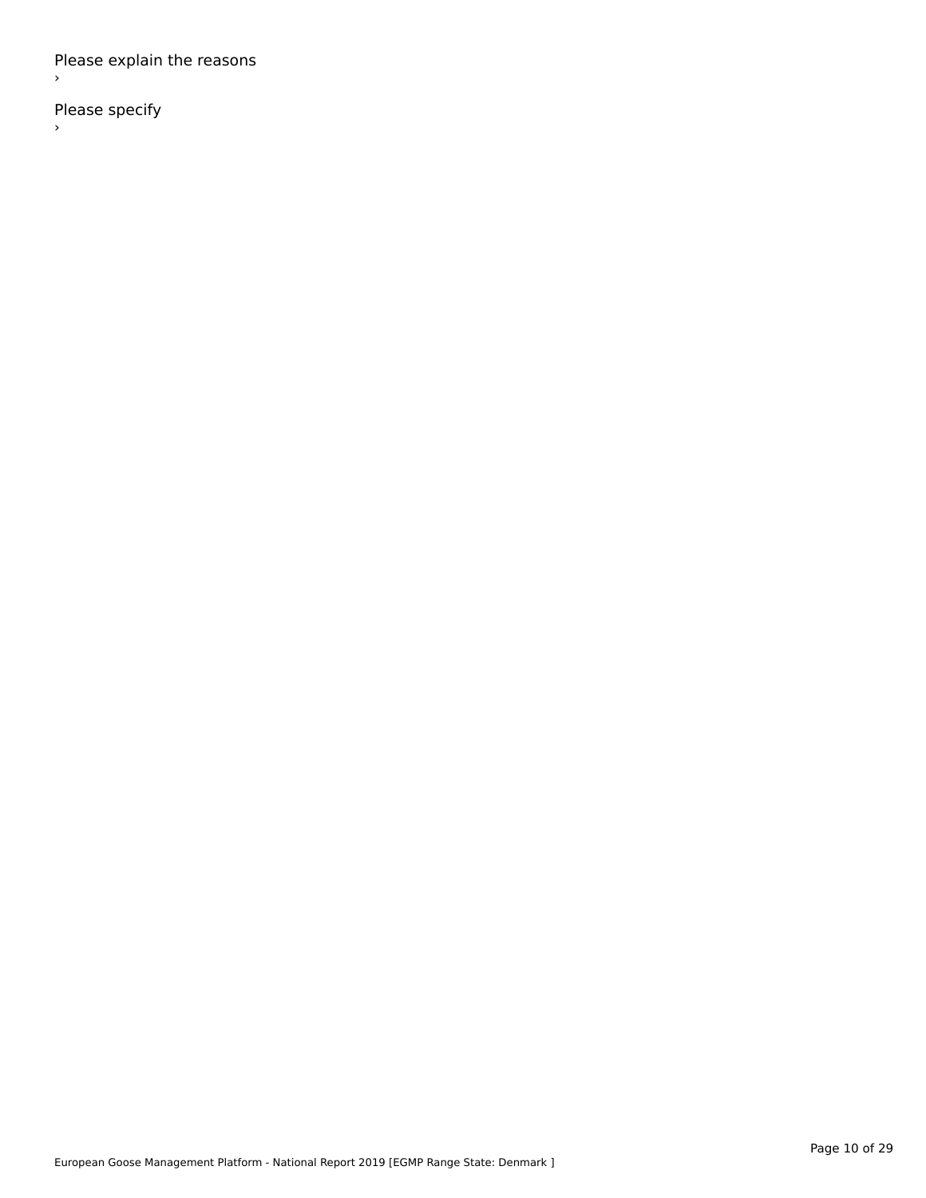Please explain the reasons

›

Please specify

›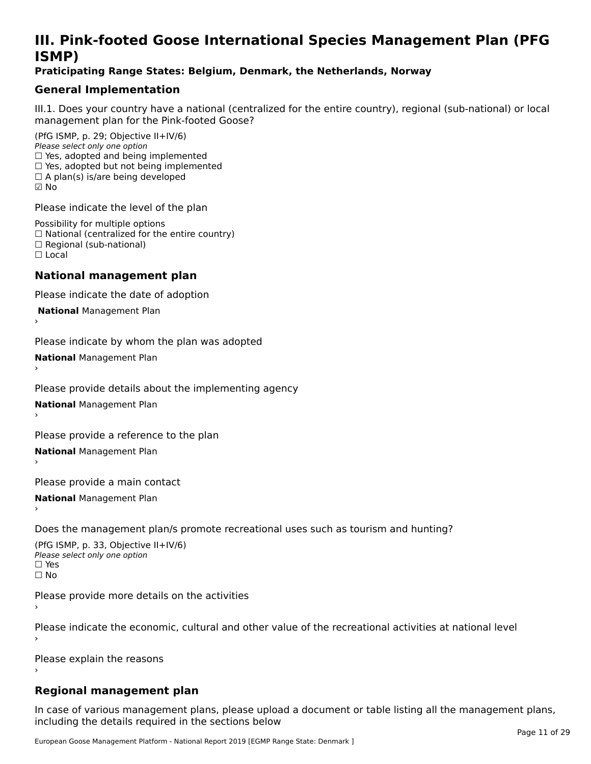# III. Pink-footed Goose International Species Management Plan (PFG ISMP)

**Praticipating Range States: Belgium, Denmark, the Netherlands, Norway**

## General Implementation

III.1. Does your country have a national (centralized for the entire country), regional (sub-national) or local management plan for the Pink-footed Goose?

(PfG ISMP, p. 29; Objective II+IV/6)
*Please select only one option*
☐ Yes, adopted and being implemented
☐ Yes, adopted but not being implemented
☐ A plan(s) is/are being developed
☑ No

Please indicate the level of the plan

Possibility for multiple options
☐ National (centralized for the entire country)
☐ Regional (sub-national)
☐ Local

## National management plan

Please indicate the date of adoption

**National** Management Plan
›

Please indicate by whom the plan was adopted

**National** Management Plan
›

Please provide details about the implementing agency

**National** Management Plan
›

Please provide a reference to the plan

**National** Management Plan
›

Please provide a main contact

**National** Management Plan
›

Does the management plan/s promote recreational uses such as tourism and hunting?

(PfG ISMP, p. 33, Objective II+IV/6)
*Please select only one option*
☐ Yes
☐ No

Please provide more details on the activities
›

Please indicate the economic, cultural and other value of the recreational activities at national level
›

Please explain the reasons
›

## Regional management plan

In case of various management plans, please upload a document or table listing all the management plans, including the details required in the sections below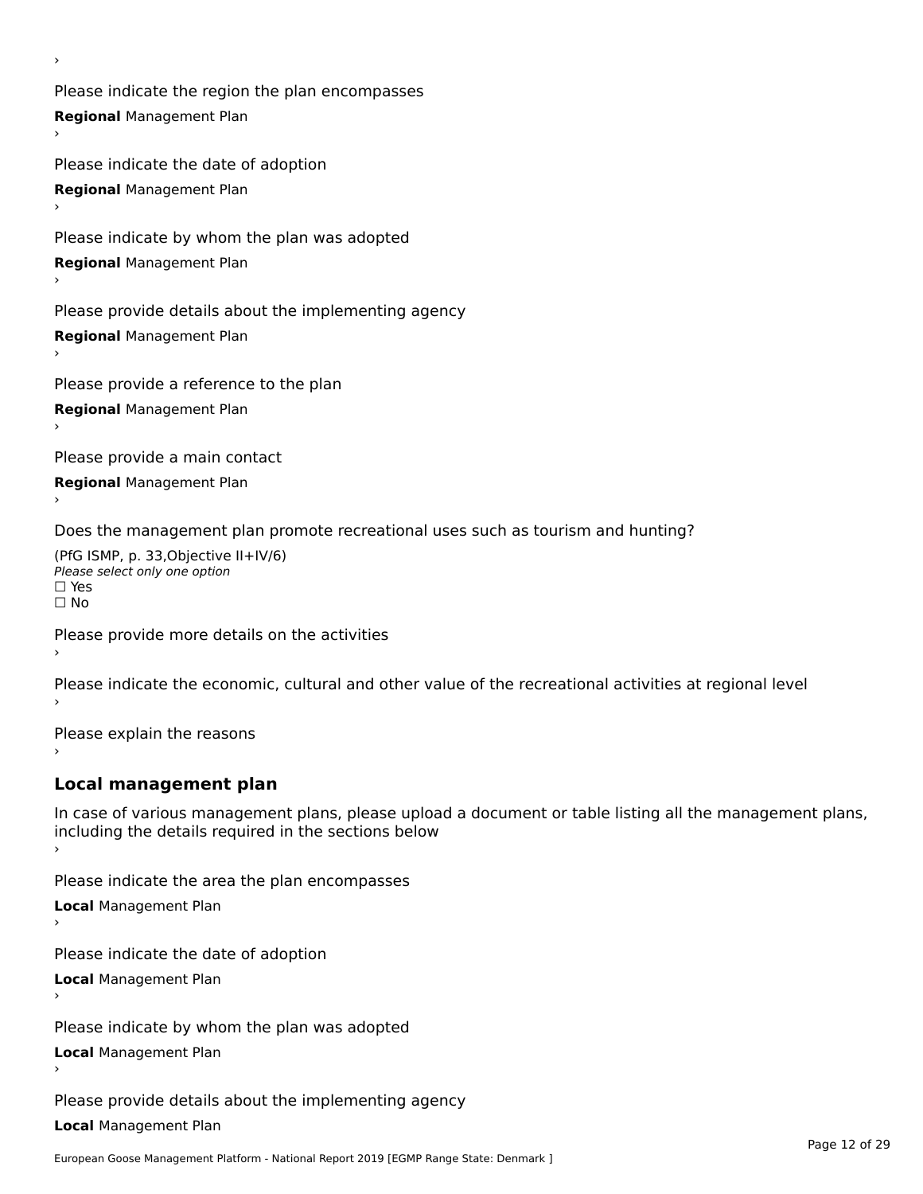›

Please indicate the region the plan encompasses

**Regional** Management Plan

›

Please indicate the date of adoption

**Regional** Management Plan

›

Please indicate by whom the plan was adopted

**Regional** Management Plan

›

Please provide details about the implementing agency

**Regional** Management Plan

›

Please provide a reference to the plan

**Regional** Management Plan

›

Please provide a main contact

**Regional** Management Plan

›

Does the management plan promote recreational uses such as tourism and hunting?

(PfG ISMP, p. 33,Objective II+IV/6)
*Please select only one option*
☐ Yes
☐ No

Please provide more details on the activities
›

Please indicate the economic, cultural and other value of the recreational activities at regional level
›

Please explain the reasons
›

## Local management plan

In case of various management plans, please upload a document or table listing all the management plans, including the details required in the sections below
›

Please indicate the area the plan encompasses

**Local** Management Plan

›

Please indicate the date of adoption

**Local** Management Plan

›

Please indicate by whom the plan was adopted

**Local** Management Plan

›

Please provide details about the implementing agency

**Local** Management Plan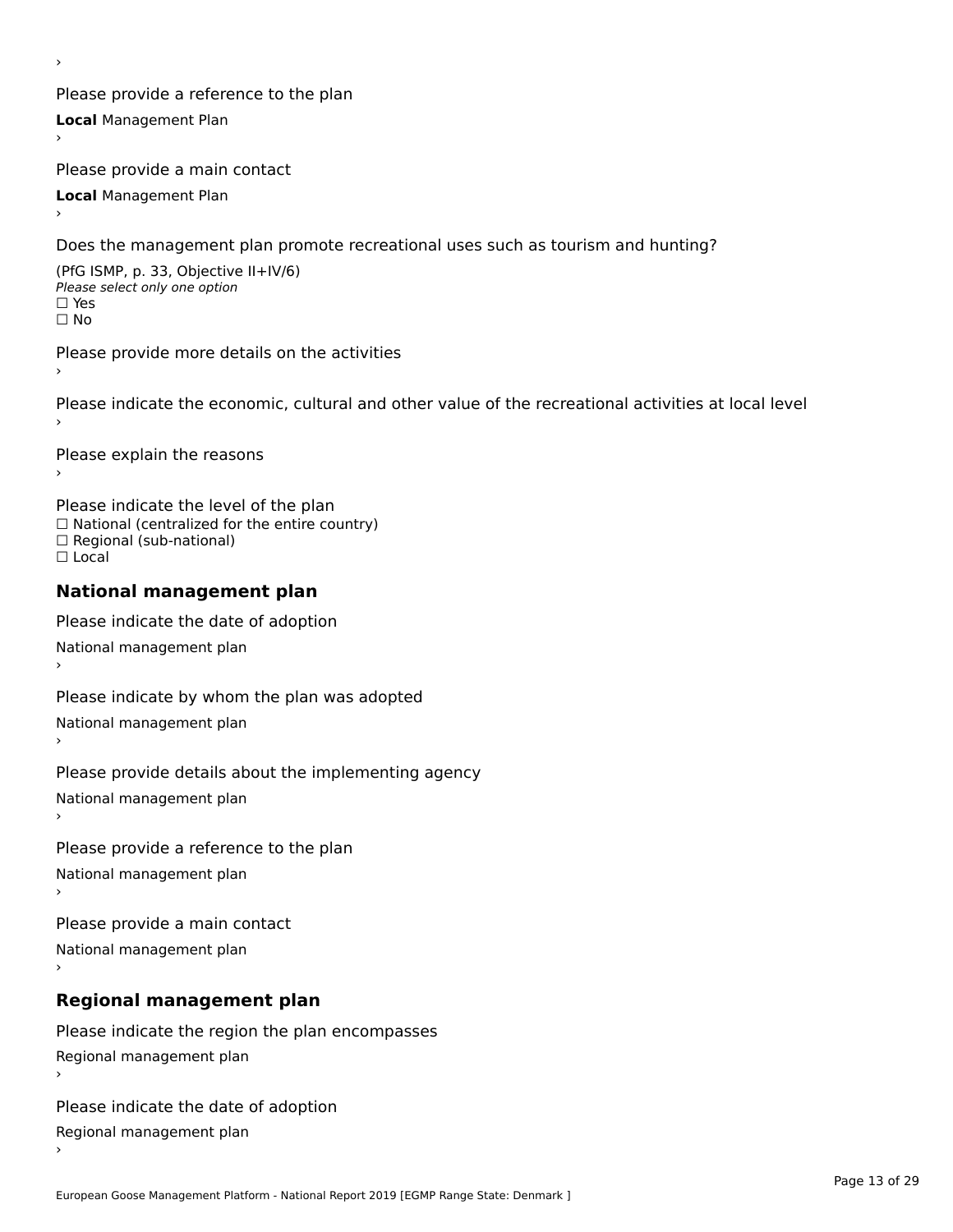›

Please provide a reference to the plan

**Local** Management Plan

›

Please provide a main contact

**Local** Management Plan

›

Does the management plan promote recreational uses such as tourism and hunting?

(PfG ISMP, p. 33, Objective II+IV/6)

*Please select only one option*

☐ Yes

☐ No

Please provide more details on the activities

›

Please indicate the economic, cultural and other value of the recreational activities at local level

›

Please explain the reasons

›

Please indicate the level of the plan

☐ National (centralized for the entire country)

☐ Regional (sub-national)

☐ Local

## National management plan

Please indicate the date of adoption

National management plan

›

Please indicate by whom the plan was adopted

National management plan

›

Please provide details about the implementing agency

National management plan

›

Please provide a reference to the plan

National management plan

›

Please provide a main contact

National management plan

›

## Regional management plan

Please indicate the region the plan encompasses

Regional management plan

›

Please indicate the date of adoption

Regional management plan

›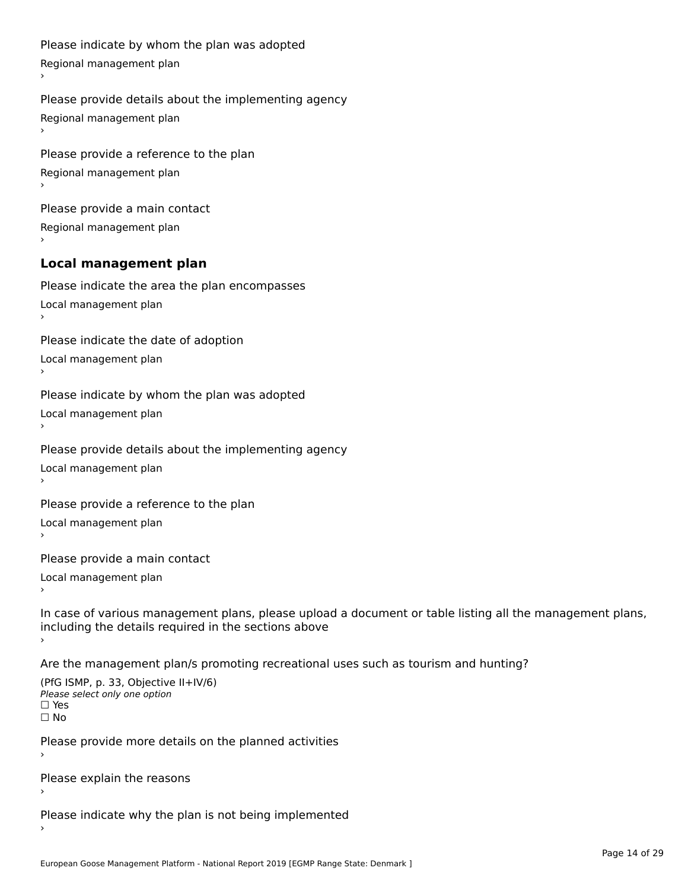Please indicate by whom the plan was adopted

Regional management plan

›

Please provide details about the implementing agency

Regional management plan

›

Please provide a reference to the plan

Regional management plan

›

Please provide a main contact

Regional management plan

›

### Local management plan

Please indicate the area the plan encompasses

Local management plan

›

Please indicate the date of adoption

Local management plan

›

Please indicate by whom the plan was adopted

Local management plan

›

Please provide details about the implementing agency

Local management plan

›

Please provide a reference to the plan

Local management plan

›

Please provide a main contact

Local management plan

›

In case of various management plans, please upload a document or table listing all the management plans, including the details required in the sections above

›

Are the management plan/s promoting recreational uses such as tourism and hunting?

(PfG ISMP, p. 33, Objective II+IV/6)

*Please select only one option*

☐ Yes

☐ No

Please provide more details on the planned activities

›

Please explain the reasons

›

Please indicate why the plan is not being implemented

›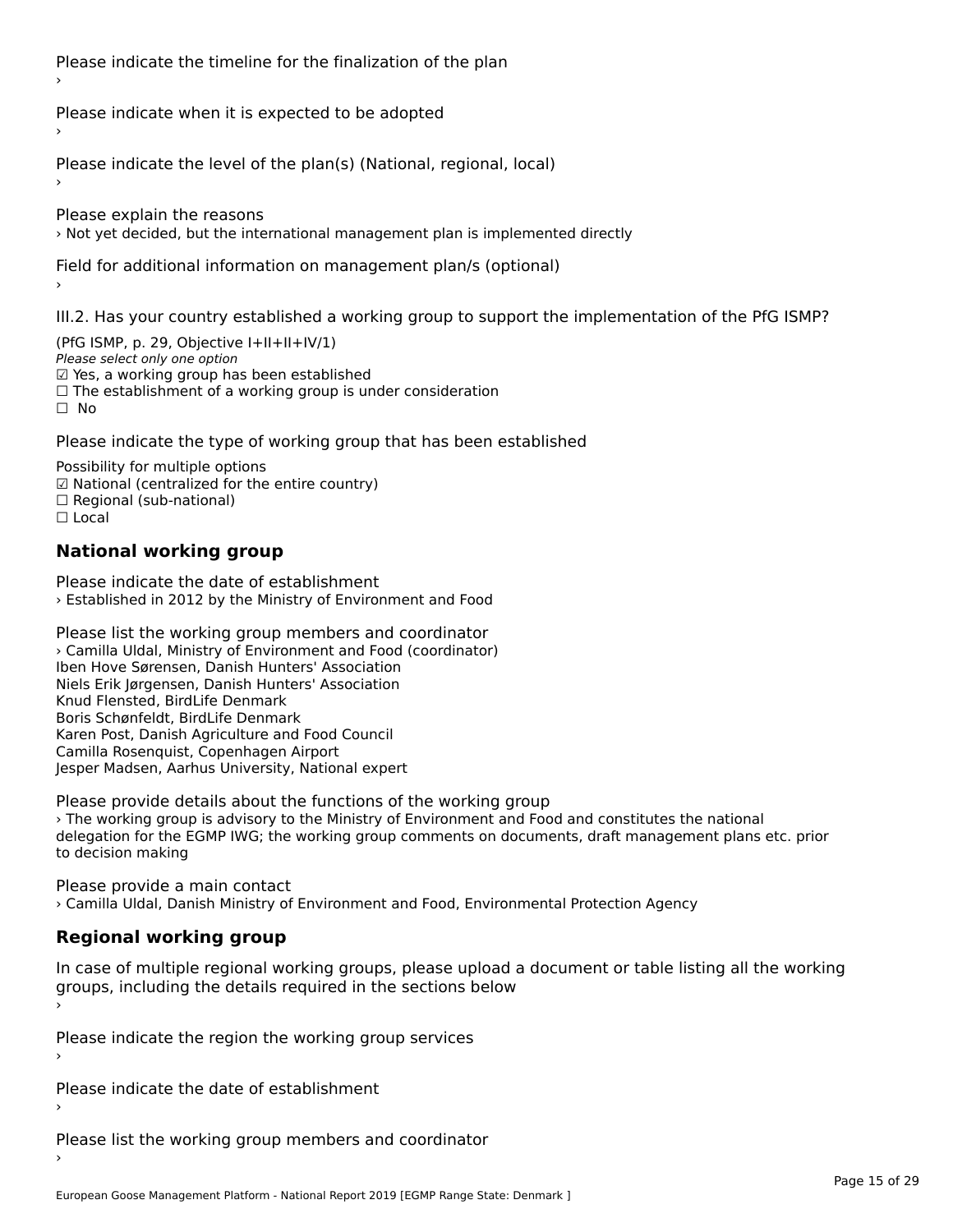Please indicate the timeline for the finalization of the plan
›

Please indicate when it is expected to be adopted
›

Please indicate the level of the plan(s) (National, regional, local)
›

Please explain the reasons
› Not yet decided, but the international management plan is implemented directly

Field for additional information on management plan/s (optional)
›

III.2. Has your country established a working group to support the implementation of the PfG ISMP?

(PfG ISMP, p. 29, Objective I+II+II+IV/1)
*Please select only one option*
☑ Yes, a working group has been established
☐ The establishment of a working group is under consideration
☐ No

Please indicate the type of working group that has been established

Possibility for multiple options
☑ National (centralized for the entire country)
☐ Regional (sub-national)
☐ Local

## National working group

Please indicate the date of establishment
› Established in 2012 by the Ministry of Environment and Food

Please list the working group members and coordinator
› Camilla Uldal, Ministry of Environment and Food (coordinator)
Iben Hove Sørensen, Danish Hunters' Association
Niels Erik Jørgensen, Danish Hunters' Association
Knud Flensted, BirdLife Denmark
Boris Schønfeldt, BirdLife Denmark
Karen Post, Danish Agriculture and Food Council
Camilla Rosenquist, Copenhagen Airport
Jesper Madsen, Aarhus University, National expert

Please provide details about the functions of the working group
› The working group is advisory to the Ministry of Environment and Food and constitutes the national delegation for the EGMP IWG; the working group comments on documents, draft management plans etc. prior to decision making

Please provide a main contact
› Camilla Uldal, Danish Ministry of Environment and Food, Environmental Protection Agency

## Regional working group

In case of multiple regional working groups, please upload a document or table listing all the working groups, including the details required in the sections below
›

Please indicate the region the working group services
›

Please indicate the date of establishment
›

Please list the working group members and coordinator
›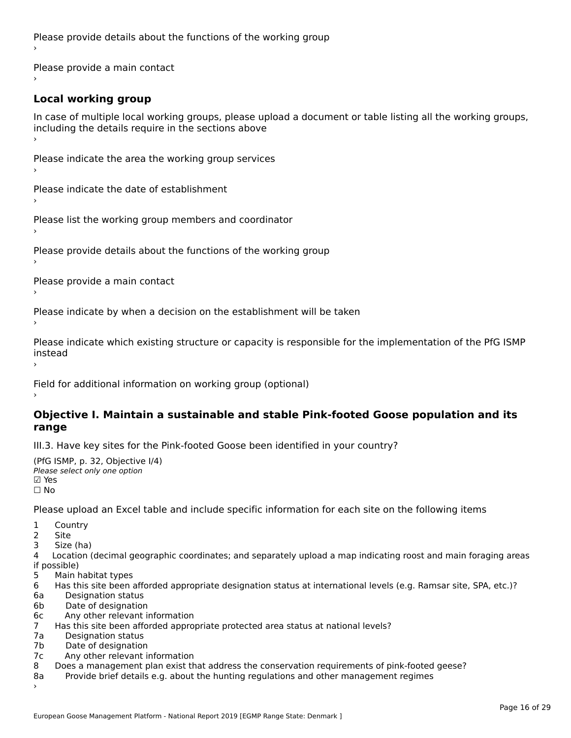Please provide details about the functions of the working group
›

Please provide a main contact
›

### Local working group

In case of multiple local working groups, please upload a document or table listing all the working groups, including the details require in the sections above
›

Please indicate the area the working group services
›

Please indicate the date of establishment
›

Please list the working group members and coordinator
›

Please provide details about the functions of the working group
›

Please provide a main contact
›

Please indicate by when a decision on the establishment will be taken
›

Please indicate which existing structure or capacity is responsible for the implementation of the PfG ISMP instead
›

Field for additional information on working group (optional)
›

### Objective I. Maintain a sustainable and stable Pink-footed Goose population and its range

III.3. Have key sites for the Pink-footed Goose been identified in your country?

(PfG ISMP, p. 32, Objective I/4)
*Please select only one option*
☑ Yes
☐ No

Please upload an Excel table and include specific information for each site on the following items

1 Country
2 Site
3 Size (ha)
4 Location (decimal geographic coordinates; and separately upload a map indicating roost and main foraging areas if possible)
5 Main habitat types
6 Has this site been afforded appropriate designation status at international levels (e.g. Ramsar site, SPA, etc.)?
6a Designation status
6b Date of designation
6c Any other relevant information
7 Has this site been afforded appropriate protected area status at national levels?
7a Designation status
7b Date of designation
7c Any other relevant information
8 Does a management plan exist that address the conservation requirements of pink-footed geese?
8a Provide brief details e.g. about the hunting regulations and other management regimes
›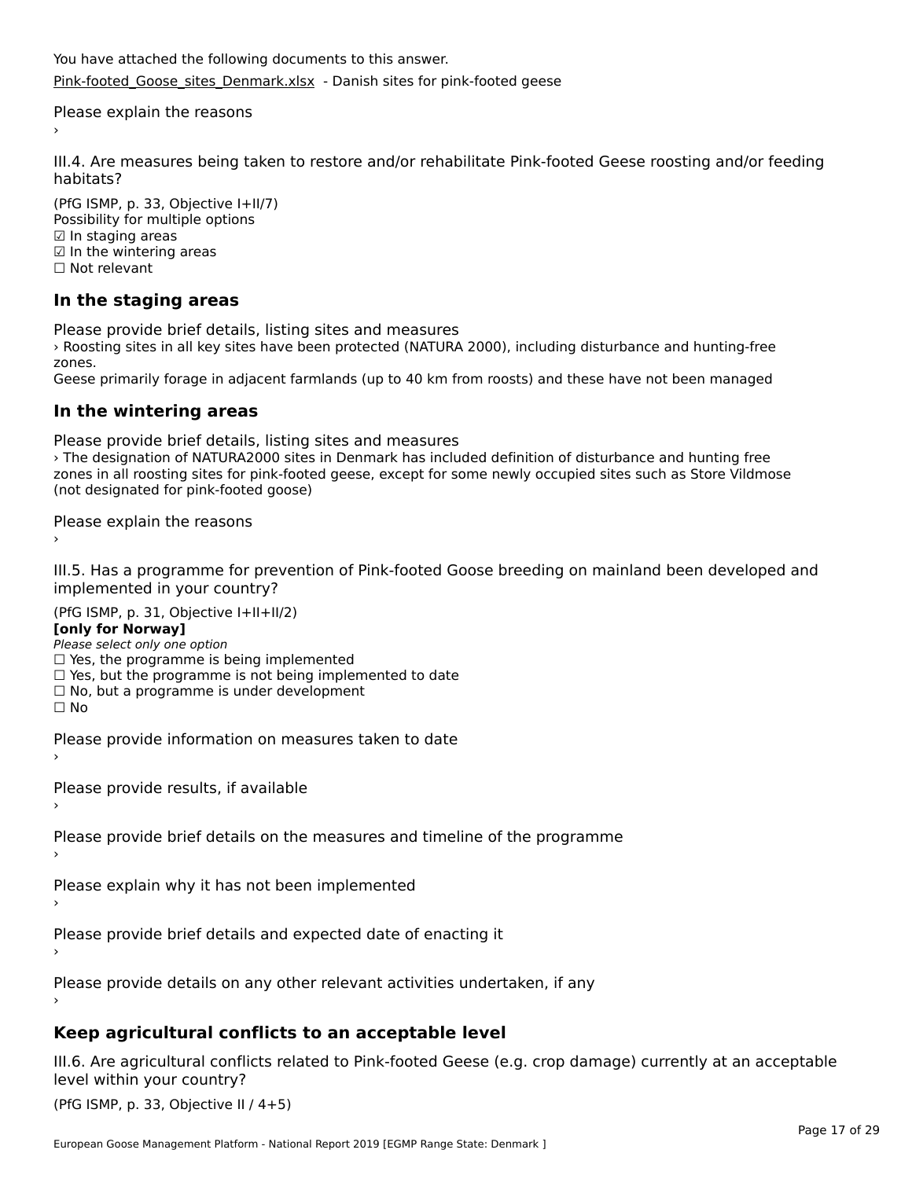You have attached the following documents to this answer.

Pink-footed_Goose_sites_Denmark.xlsx - Danish sites for pink-footed geese

Please explain the reasons

›

III.4. Are measures being taken to restore and/or rehabilitate Pink-footed Geese roosting and/or feeding habitats?

(PfG ISMP, p. 33, Objective I+II/7)
Possibility for multiple options
☑ In staging areas
☑ In the wintering areas
☐ Not relevant

## In the staging areas

Please provide brief details, listing sites and measures
› Roosting sites in all key sites have been protected (NATURA 2000), including disturbance and hunting-free zones.
Geese primarily forage in adjacent farmlands (up to 40 km from roosts) and these have not been managed

## In the wintering areas

Please provide brief details, listing sites and measures
› The designation of NATURA2000 sites in Denmark has included definition of disturbance and hunting free zones in all roosting sites for pink-footed geese, except for some newly occupied sites such as Store Vildmose (not designated for pink-footed goose)

Please explain the reasons

›

III.5. Has a programme for prevention of Pink-footed Goose breeding on mainland been developed and implemented in your country?

(PfG ISMP, p. 31, Objective I+II+II/2)
**[only for Norway]**
*Please select only one option*
☐ Yes, the programme is being implemented
☐ Yes, but the programme is not being implemented to date
☐ No, but a programme is under development
☐ No

Please provide information on measures taken to date

›

Please provide results, if available

›

Please provide brief details on the measures and timeline of the programme

›

Please explain why it has not been implemented

›

Please provide brief details and expected date of enacting it

›

Please provide details on any other relevant activities undertaken, if any

›

## Keep agricultural conflicts to an acceptable level

III.6. Are agricultural conflicts related to Pink-footed Geese (e.g. crop damage) currently at an acceptable level within your country?

(PfG ISMP, p. 33, Objective II / 4+5)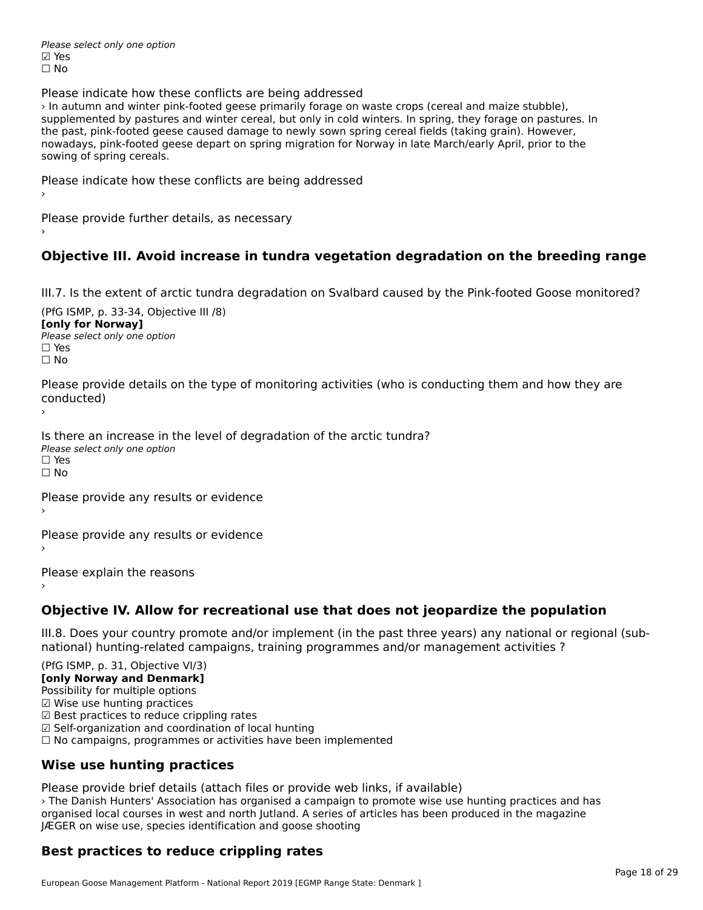*Please select only one option*
☑ Yes
☐ No

Please indicate how these conflicts are being addressed
› In autumn and winter pink-footed geese primarily forage on waste crops (cereal and maize stubble), supplemented by pastures and winter cereal, but only in cold winters. In spring, they forage on pastures. In the past, pink-footed geese caused damage to newly sown spring cereal fields (taking grain). However, nowadays, pink-footed geese depart on spring migration for Norway in late March/early April, prior to the sowing of spring cereals.

Please indicate how these conflicts are being addressed
›

Please provide further details, as necessary
›

## Objective III. Avoid increase in tundra vegetation degradation on the breeding range

III.7. Is the extent of arctic tundra degradation on Svalbard caused by the Pink-footed Goose monitored?

(PfG ISMP, p. 33-34, Objective III /8)
**[only for Norway]**
*Please select only one option*
☐ Yes
☐ No

Please provide details on the type of monitoring activities (who is conducting them and how they are conducted)
›

Is there an increase in the level of degradation of the arctic tundra?
*Please select only one option*
☐ Yes
☐ No

Please provide any results or evidence
›

Please provide any results or evidence
›

Please explain the reasons
›

## Objective IV. Allow for recreational use that does not jeopardize the population

III.8. Does your country promote and/or implement (in the past three years) any national or regional (sub-national) hunting-related campaigns, training programmes and/or management activities ?

(PfG ISMP, p. 31, Objective VI/3)
**[only Norway and Denmark]**
Possibility for multiple options
☑ Wise use hunting practices
☑ Best practices to reduce crippling rates
☑ Self-organization and coordination of local hunting
☐ No campaigns, programmes or activities have been implemented

## Wise use hunting practices

Please provide brief details (attach files or provide web links, if available)
› The Danish Hunters' Association has organised a campaign to promote wise use hunting practices and has organised local courses in west and north Jutland. A series of articles has been produced in the magazine JÆGER on wise use, species identification and goose shooting

## Best practices to reduce crippling rates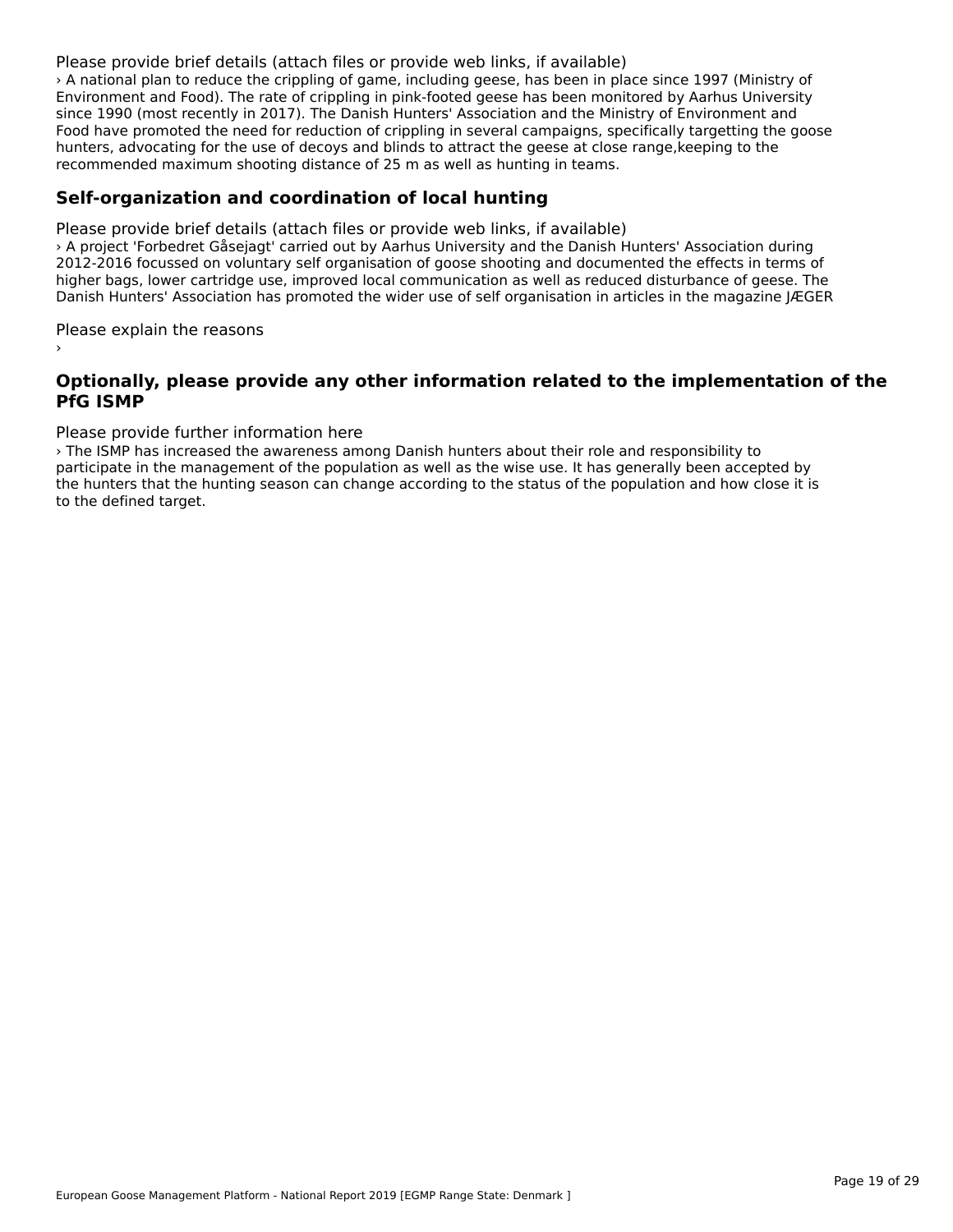Please provide brief details (attach files or provide web links, if available)

› A national plan to reduce the crippling of game, including geese, has been in place since 1997 (Ministry of Environment and Food). The rate of crippling in pink-footed geese has been monitored by Aarhus University since 1990 (most recently in 2017). The Danish Hunters' Association and the Ministry of Environment and Food have promoted the need for reduction of crippling in several campaigns, specifically targetting the goose hunters, advocating for the use of decoys and blinds to attract the geese at close range,keeping to the recommended maximum shooting distance of 25 m as well as hunting in teams.

### Self-organization and coordination of local hunting

Please provide brief details (attach files or provide web links, if available)

› A project 'Forbedret Gåsejagt' carried out by Aarhus University and the Danish Hunters' Association during 2012-2016 focussed on voluntary self organisation of goose shooting and documented the effects in terms of higher bags, lower cartridge use, improved local communication as well as reduced disturbance of geese. The Danish Hunters' Association has promoted the wider use of self organisation in articles in the magazine JÆGER

Please explain the reasons

›

### Optionally, please provide any other information related to the implementation of the PfG ISMP

Please provide further information here

› The ISMP has increased the awareness among Danish hunters about their role and responsibility to participate in the management of the population as well as the wise use. It has generally been accepted by the hunters that the hunting season can change according to the status of the population and how close it is to the defined target.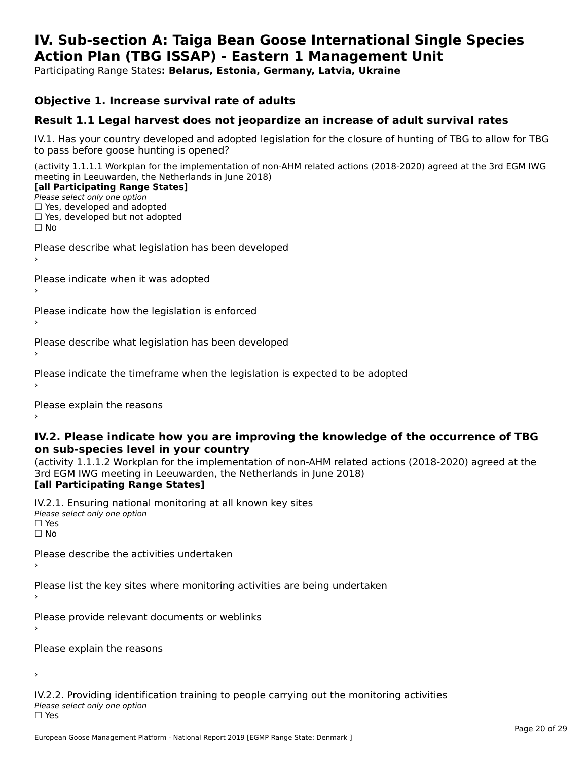# IV. Sub-section A: Taiga Bean Goose International Single Species Action Plan (TBG ISSAP) - Eastern 1 Management Unit

Participating Range States**: Belarus, Estonia, Germany, Latvia, Ukraine**

## Objective 1. Increase survival rate of adults

## Result 1.1 Legal harvest does not jeopardize an increase of adult survival rates

IV.1. Has your country developed and adopted legislation for the closure of hunting of TBG to allow for TBG to pass before goose hunting is opened?

(activity 1.1.1.1 Workplan for the implementation of non-AHM related actions (2018-2020) agreed at the 3rd EGM IWG meeting in Leeuwarden, the Netherlands in June 2018)
**[all Participating Range States]**
*Please select only one option*
☐ Yes, developed and adopted
☐ Yes, developed but not adopted
☐ No

Please describe what legislation has been developed
›

Please indicate when it was adopted
›

Please indicate how the legislation is enforced
›

Please describe what legislation has been developed
›

Please indicate the timeframe when the legislation is expected to be adopted
›

Please explain the reasons
›

### IV.2. Please indicate how you are improving the knowledge of the occurrence of TBG on sub-species level in your country

(activity 1.1.1.2 Workplan for the implementation of non-AHM related actions (2018-2020) agreed at the 3rd EGM IWG meeting in Leeuwarden, the Netherlands in June 2018)
**[all Participating Range States]**

IV.2.1. Ensuring national monitoring at all known key sites
*Please select only one option*
☐ Yes
☐ No

Please describe the activities undertaken
›

Please list the key sites where monitoring activities are being undertaken
›

Please provide relevant documents or weblinks
›

Please explain the reasons

›

IV.2.2. Providing identification training to people carrying out the monitoring activities
*Please select only one option*
☐ Yes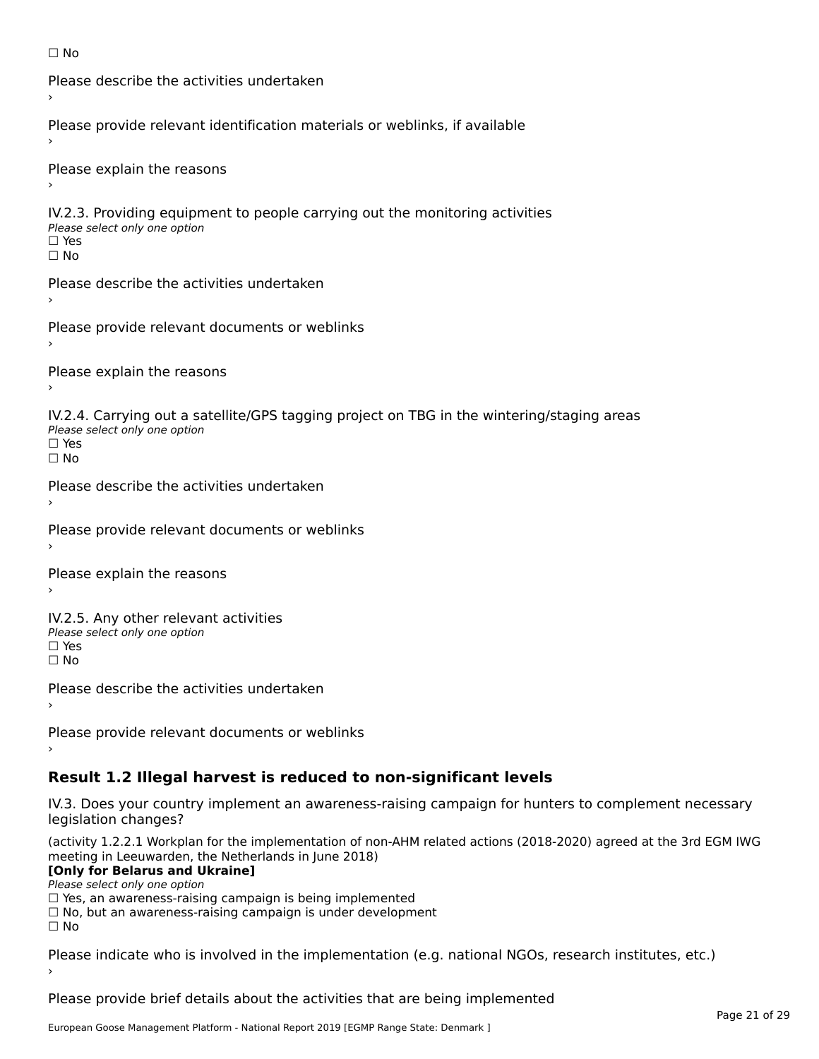☐ No

Please describe the activities undertaken
›

Please provide relevant identification materials or weblinks, if available
›

Please explain the reasons
›

IV.2.3. Providing equipment to people carrying out the monitoring activities
*Please select only one option*
☐ Yes
☐ No

Please describe the activities undertaken
›

Please provide relevant documents or weblinks
›

Please explain the reasons
›

IV.2.4. Carrying out a satellite/GPS tagging project on TBG in the wintering/staging areas
*Please select only one option*
☐ Yes
☐ No

Please describe the activities undertaken
›

Please provide relevant documents or weblinks
›

Please explain the reasons
›

IV.2.5. Any other relevant activities
*Please select only one option*
☐ Yes
☐ No

Please describe the activities undertaken
›

Please provide relevant documents or weblinks
›

## Result 1.2 Illegal harvest is reduced to non-significant levels

IV.3. Does your country implement an awareness-raising campaign for hunters to complement necessary legislation changes?

(activity 1.2.2.1 Workplan for the implementation of non-AHM related actions (2018-2020) agreed at the 3rd EGM IWG meeting in Leeuwarden, the Netherlands in June 2018)
**[Only for Belarus and Ukraine]**
*Please select only one option*
☐ Yes, an awareness-raising campaign is being implemented
☐ No, but an awareness-raising campaign is under development
☐ No

Please indicate who is involved in the implementation (e.g. national NGOs, research institutes, etc.)
›

Please provide brief details about the activities that are being implemented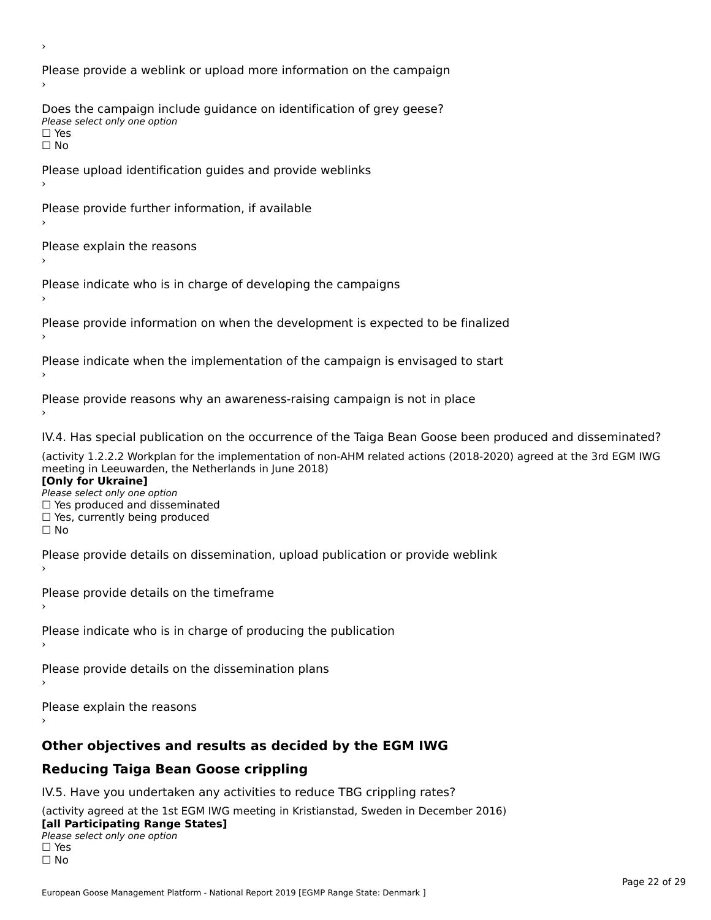›

Please provide a weblink or upload more information on the campaign

›

Does the campaign include guidance on identification of grey geese?

*Please select only one option*

☐ Yes

☐ No

Please upload identification guides and provide weblinks

›

Please provide further information, if available

›

Please explain the reasons

›

Please indicate who is in charge of developing the campaigns

›

Please provide information on when the development is expected to be finalized

›

Please indicate when the implementation of the campaign is envisaged to start

›

Please provide reasons why an awareness-raising campaign is not in place

›

IV.4. Has special publication on the occurrence of the Taiga Bean Goose been produced and disseminated?

(activity 1.2.2.2 Workplan for the implementation of non-AHM related actions (2018-2020) agreed at the 3rd EGM IWG meeting in Leeuwarden, the Netherlands in June 2018)

**[Only for Ukraine]**

*Please select only one option*

☐ Yes produced and disseminated

☐ Yes, currently being produced

☐ No

Please provide details on dissemination, upload publication or provide weblink

›

Please provide details on the timeframe

›

Please indicate who is in charge of producing the publication

›

Please provide details on the dissemination plans

›

Please explain the reasons

›

## Other objectives and results as decided by the EGM IWG

## Reducing Taiga Bean Goose crippling

IV.5. Have you undertaken any activities to reduce TBG crippling rates?

(activity agreed at the 1st EGM IWG meeting in Kristianstad, Sweden in December 2016)

**[all Participating Range States]**

*Please select only one option*

☐ Yes

☐ No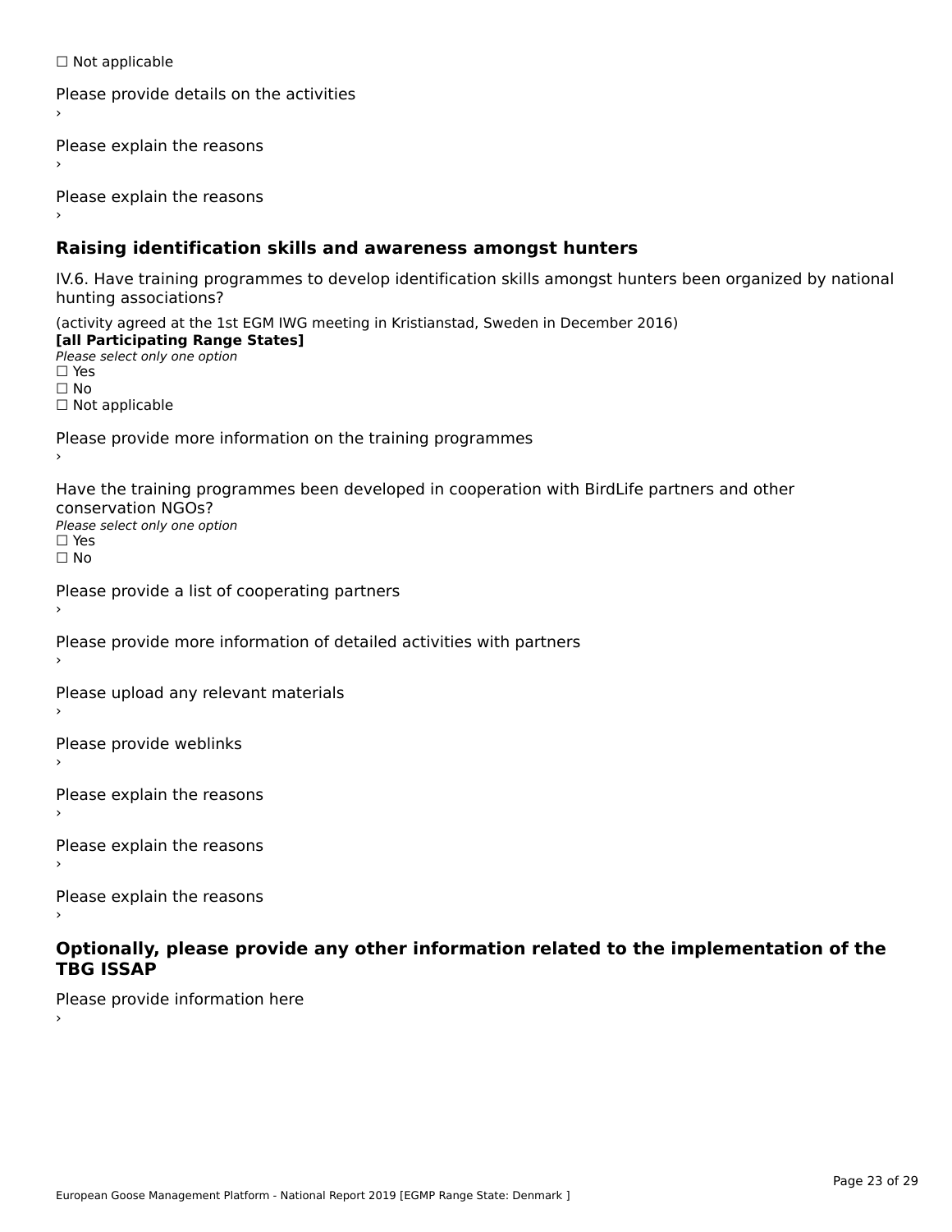☐ Not applicable

Please provide details on the activities
›

Please explain the reasons
›

Please explain the reasons
›

## Raising identification skills and awareness amongst hunters

IV.6. Have training programmes to develop identification skills amongst hunters been organized by national hunting associations?

(activity agreed at the 1st EGM IWG meeting in Kristianstad, Sweden in December 2016)
**[all Participating Range States]**
*Please select only one option*
☐ Yes
☐ No
☐ Not applicable

Please provide more information on the training programmes
›

Have the training programmes been developed in cooperation with BirdLife partners and other conservation NGOs?
*Please select only one option*
☐ Yes
☐ No

Please provide a list of cooperating partners
›

Please provide more information of detailed activities with partners
›

Please upload any relevant materials
›

Please provide weblinks
›

Please explain the reasons
›

Please explain the reasons
›

Please explain the reasons
›

## Optionally, please provide any other information related to the implementation of the TBG ISSAP

Please provide information here
›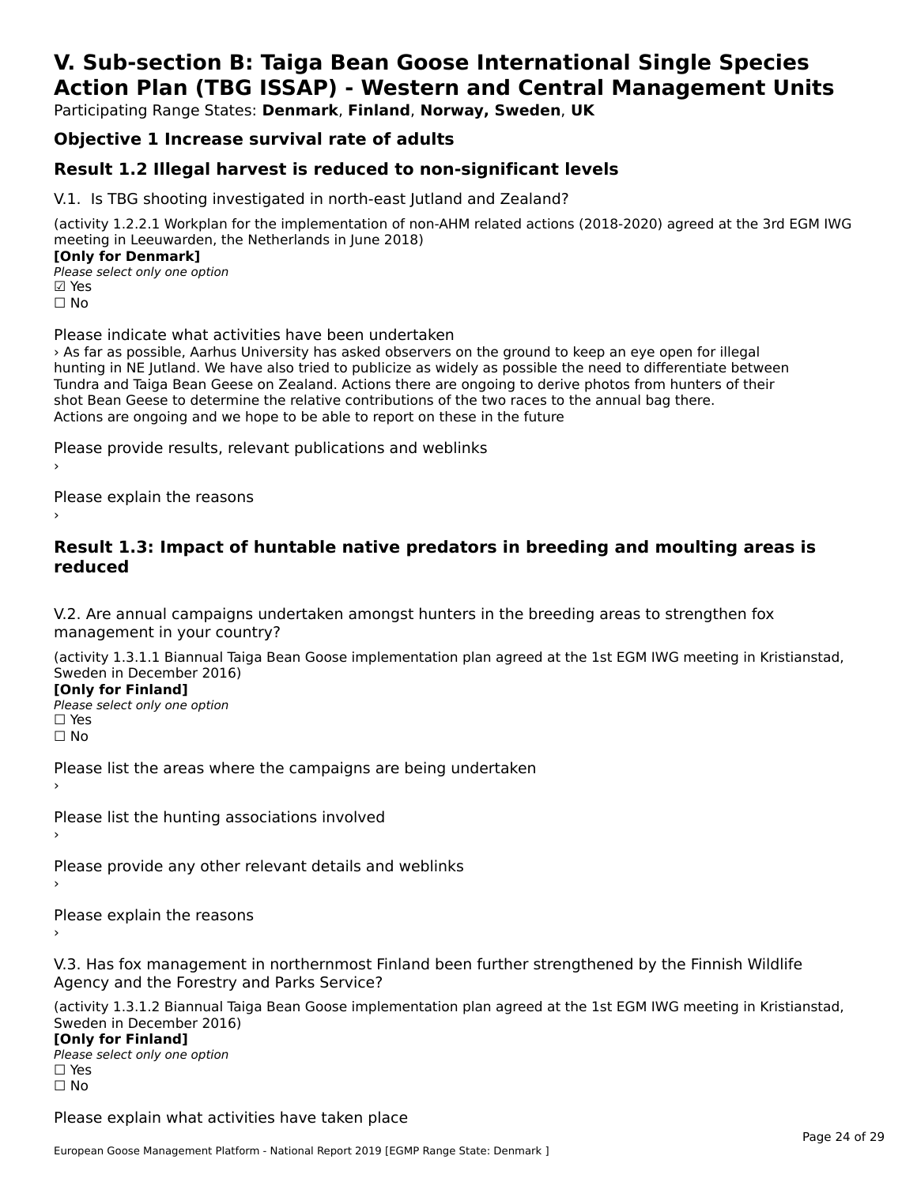# V. Sub-section B: Taiga Bean Goose International Single Species Action Plan (TBG ISSAP) - Western and Central Management Units

Participating Range States: **Denmark**, **Finland**, **Norway, Sweden**, **UK**

## Objective 1 Increase survival rate of adults

## Result 1.2 Illegal harvest is reduced to non-significant levels

V.1. Is TBG shooting investigated in north-east Jutland and Zealand?

(activity 1.2.2.1 Workplan for the implementation of non-AHM related actions (2018-2020) agreed at the 3rd EGM IWG meeting in Leeuwarden, the Netherlands in June 2018)

**[Only for Denmark]**

*Please select only one option*

☑ Yes

☐ No

Please indicate what activities have been undertaken

› As far as possible, Aarhus University has asked observers on the ground to keep an eye open for illegal hunting in NE Jutland. We have also tried to publicize as widely as possible the need to differentiate between Tundra and Taiga Bean Geese on Zealand. Actions there are ongoing to derive photos from hunters of their shot Bean Geese to determine the relative contributions of the two races to the annual bag there. Actions are ongoing and we hope to be able to report on these in the future

Please provide results, relevant publications and weblinks

›

Please explain the reasons

›

## Result 1.3: Impact of huntable native predators in breeding and moulting areas is reduced

V.2. Are annual campaigns undertaken amongst hunters in the breeding areas to strengthen fox management in your country?

(activity 1.3.1.1 Biannual Taiga Bean Goose implementation plan agreed at the 1st EGM IWG meeting in Kristianstad, Sweden in December 2016)

**[Only for Finland]**

*Please select only one option*

☐ Yes

☐ No

Please list the areas where the campaigns are being undertaken

›

Please list the hunting associations involved

›

Please provide any other relevant details and weblinks

›

Please explain the reasons

›

V.3. Has fox management in northernmost Finland been further strengthened by the Finnish Wildlife Agency and the Forestry and Parks Service?

(activity 1.3.1.2 Biannual Taiga Bean Goose implementation plan agreed at the 1st EGM IWG meeting in Kristianstad, Sweden in December 2016)

**[Only for Finland]**

*Please select only one option*

☐ Yes

☐ No

Please explain what activities have taken place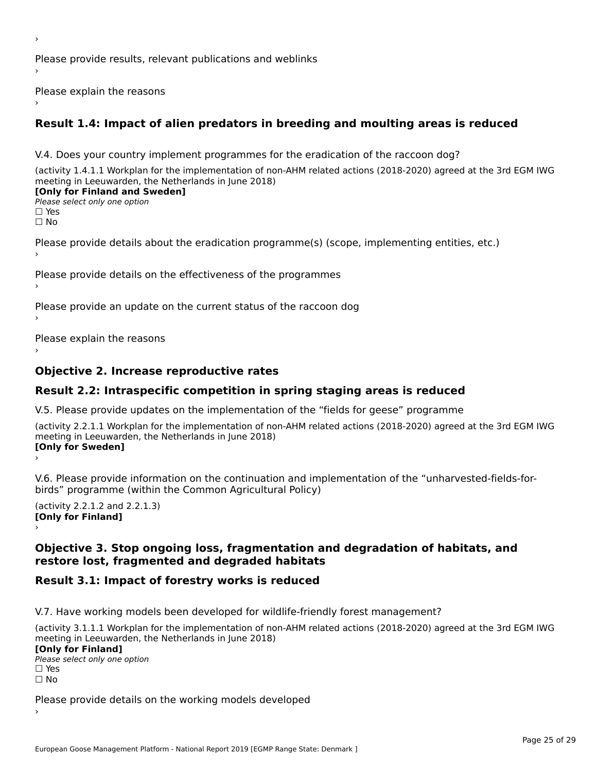›

Please provide results, relevant publications and weblinks

›

Please explain the reasons

›

## Result 1.4: Impact of alien predators in breeding and moulting areas is reduced

V.4. Does your country implement programmes for the eradication of the raccoon dog?

(activity 1.4.1.1 Workplan for the implementation of non-AHM related actions (2018-2020) agreed at the 3rd EGM IWG meeting in Leeuwarden, the Netherlands in June 2018)

**[Only for Finland and Sweden]**

*Please select only one option*

☐ Yes

☐ No

Please provide details about the eradication programme(s) (scope, implementing entities, etc.)

›

Please provide details on the effectiveness of the programmes

›

Please provide an update on the current status of the raccoon dog

›

Please explain the reasons

›

## Objective 2. Increase reproductive rates

## Result 2.2: Intraspecific competition in spring staging areas is reduced

V.5. Please provide updates on the implementation of the "fields for geese" programme

(activity 2.2.1.1 Workplan for the implementation of non-AHM related actions (2018-2020) agreed at the 3rd EGM IWG meeting in Leeuwarden, the Netherlands in June 2018)

**[Only for Sweden]**

›

V.6. Please provide information on the continuation and implementation of the "unharvested-fields-for-birds" programme (within the Common Agricultural Policy)

(activity 2.2.1.2 and 2.2.1.3)

**[Only for Finland]**

›

## Objective 3. Stop ongoing loss, fragmentation and degradation of habitats, and restore lost, fragmented and degraded habitats

## Result 3.1: Impact of forestry works is reduced

V.7. Have working models been developed for wildlife-friendly forest management?

(activity 3.1.1.1 Workplan for the implementation of non-AHM related actions (2018-2020) agreed at the 3rd EGM IWG meeting in Leeuwarden, the Netherlands in June 2018)

**[Only for Finland]**

*Please select only one option*

☐ Yes

☐ No

Please provide details on the working models developed

›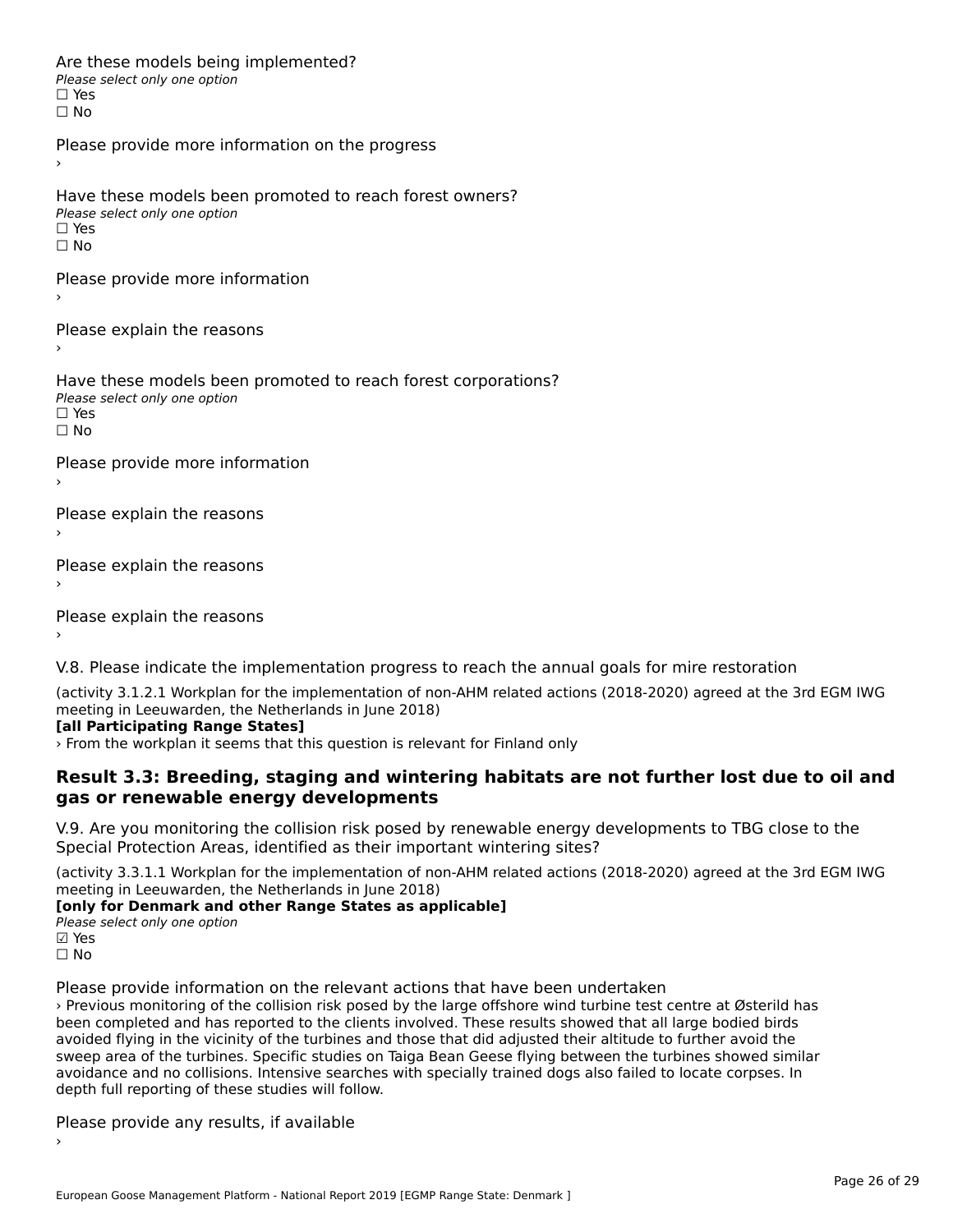Are these models being implemented?

*Please select only one option*

☐ Yes

☐ No

Please provide more information on the progress

›

Have these models been promoted to reach forest owners?

*Please select only one option*

☐ Yes

☐ No

Please provide more information

›

Please explain the reasons

›

Have these models been promoted to reach forest corporations?

*Please select only one option*

☐ Yes

☐ No

Please provide more information

›

Please explain the reasons

›

Please explain the reasons

›

Please explain the reasons

›

V.8. Please indicate the implementation progress to reach the annual goals for mire restoration

(activity 3.1.2.1 Workplan for the implementation of non-AHM related actions (2018-2020) agreed at the 3rd EGM IWG meeting in Leeuwarden, the Netherlands in June 2018)

**[all Participating Range States]**

› From the workplan it seems that this question is relevant for Finland only

## Result 3.3: Breeding, staging and wintering habitats are not further lost due to oil and gas or renewable energy developments

V.9. Are you monitoring the collision risk posed by renewable energy developments to TBG close to the Special Protection Areas, identified as their important wintering sites?

(activity 3.3.1.1 Workplan for the implementation of non-AHM related actions (2018-2020) agreed at the 3rd EGM IWG meeting in Leeuwarden, the Netherlands in June 2018)

**[only for Denmark and other Range States as applicable]**

*Please select only one option*

☑ Yes

☐ No

Please provide information on the relevant actions that have been undertaken

› Previous monitoring of the collision risk posed by the large offshore wind turbine test centre at Østerild has been completed and has reported to the clients involved. These results showed that all large bodied birds avoided flying in the vicinity of the turbines and those that did adjusted their altitude to further avoid the sweep area of the turbines. Specific studies on Taiga Bean Geese flying between the turbines showed similar avoidance and no collisions. Intensive searches with specially trained dogs also failed to locate corpses. In depth full reporting of these studies will follow.

Please provide any results, if available

›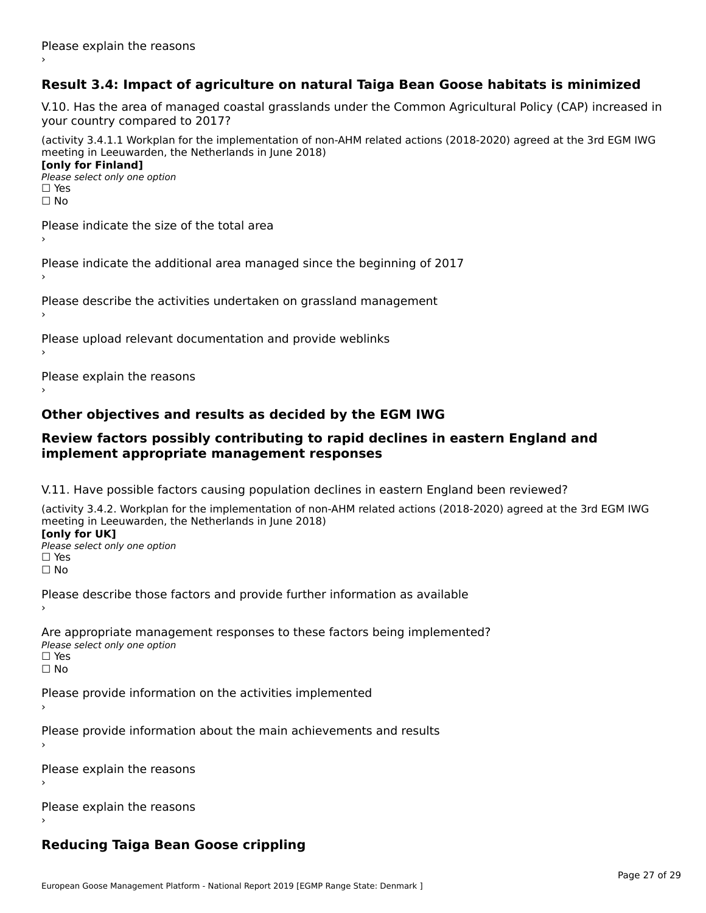Please explain the reasons

›

### Result 3.4: Impact of agriculture on natural Taiga Bean Goose habitats is minimized

V.10. Has the area of managed coastal grasslands under the Common Agricultural Policy (CAP) increased in your country compared to 2017?

(activity 3.4.1.1 Workplan for the implementation of non-AHM related actions (2018-2020) agreed at the 3rd EGM IWG meeting in Leeuwarden, the Netherlands in June 2018)

**[only for Finland]**

*Please select only one option*

☐ Yes

☐ No

Please indicate the size of the total area

›

Please indicate the additional area managed since the beginning of 2017

›

Please describe the activities undertaken on grassland management

›

Please upload relevant documentation and provide weblinks

›

Please explain the reasons

›

### Other objectives and results as decided by the EGM IWG

### Review factors possibly contributing to rapid declines in eastern England and implement appropriate management responses

V.11. Have possible factors causing population declines in eastern England been reviewed?

(activity 3.4.2. Workplan for the implementation of non-AHM related actions (2018-2020) agreed at the 3rd EGM IWG meeting in Leeuwarden, the Netherlands in June 2018)

**[only for UK]**

*Please select only one option*

☐ Yes

☐ No

Please describe those factors and provide further information as available

›

Are appropriate management responses to these factors being implemented?

*Please select only one option*

☐ Yes

☐ No

Please provide information on the activities implemented

›

Please provide information about the main achievements and results

›

Please explain the reasons

›

Please explain the reasons

›

### Reducing Taiga Bean Goose crippling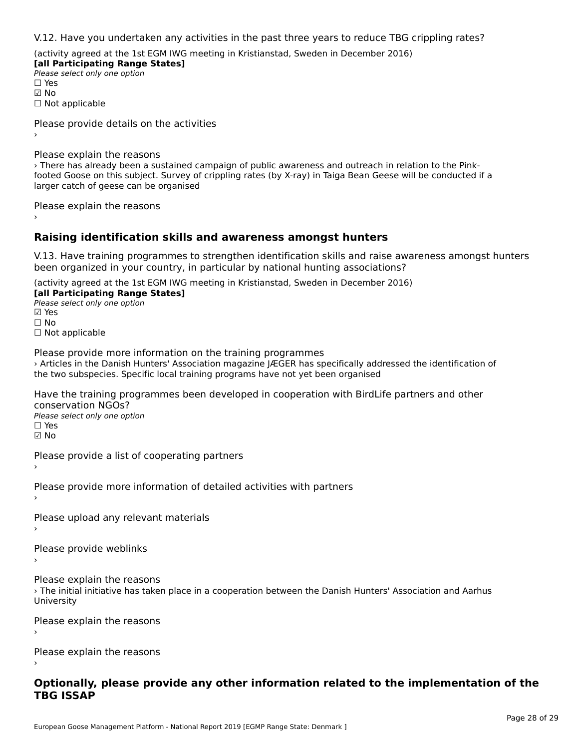V.12. Have you undertaken any activities in the past three years to reduce TBG crippling rates?

(activity agreed at the 1st EGM IWG meeting in Kristianstad, Sweden in December 2016)
**[all Participating Range States]**
*Please select only one option*
☐ Yes
☑ No
☐ Not applicable

Please provide details on the activities
›

Please explain the reasons
› There has already been a sustained campaign of public awareness and outreach in relation to the Pink-footed Goose on this subject. Survey of crippling rates (by X-ray) in Taiga Bean Geese will be conducted if a larger catch of geese can be organised

Please explain the reasons
›

## Raising identification skills and awareness amongst hunters

V.13. Have training programmes to strengthen identification skills and raise awareness amongst hunters been organized in your country, in particular by national hunting associations?

(activity agreed at the 1st EGM IWG meeting in Kristianstad, Sweden in December 2016)
**[all Participating Range States]**
*Please select only one option*
☑ Yes
☐ No
☐ Not applicable

Please provide more information on the training programmes
› Articles in the Danish Hunters' Association magazine JÆGER has specifically addressed the identification of the two subspecies. Specific local training programs have not yet been organised

Have the training programmes been developed in cooperation with BirdLife partners and other conservation NGOs?
*Please select only one option*
☐ Yes
☑ No

Please provide a list of cooperating partners
›

Please provide more information of detailed activities with partners
›

Please upload any relevant materials
›

Please provide weblinks
›

Please explain the reasons
› The initial initiative has taken place in a cooperation between the Danish Hunters' Association and Aarhus University

Please explain the reasons
›

Please explain the reasons
›

## Optionally, please provide any other information related to the implementation of the TBG ISSAP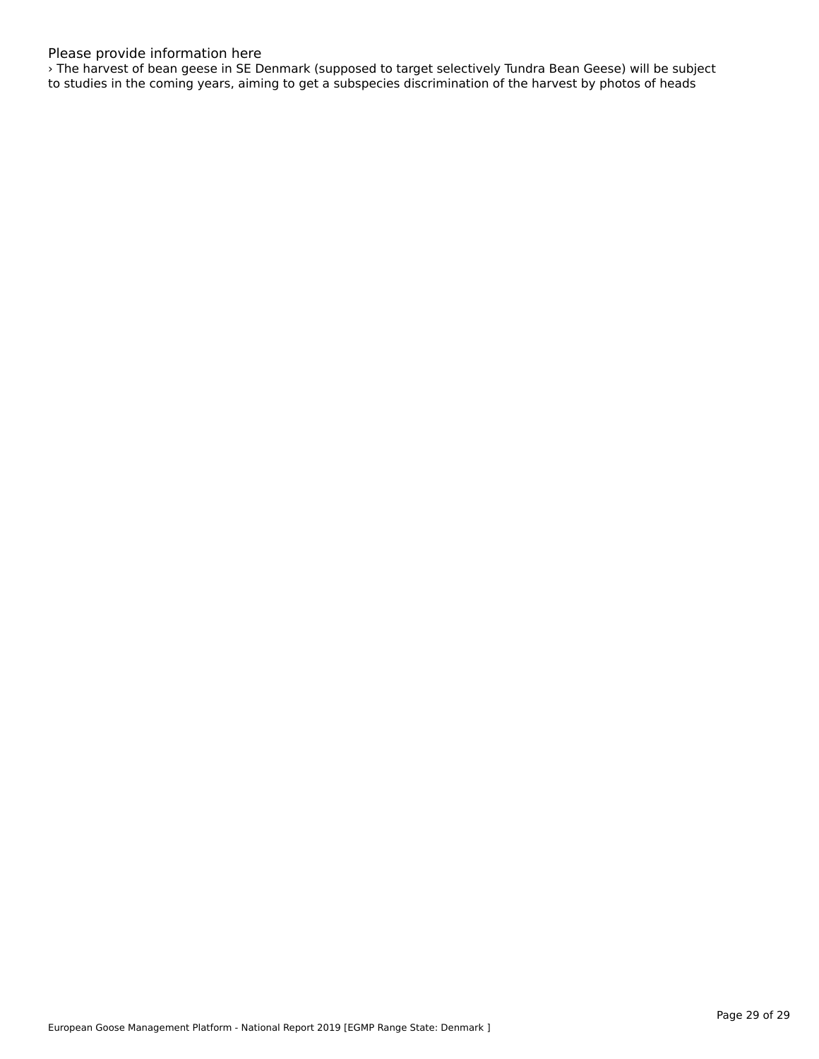Please provide information here

› The harvest of bean geese in SE Denmark (supposed to target selectively Tundra Bean Geese) will be subject to studies in the coming years, aiming to get a subspecies discrimination of the harvest by photos of heads